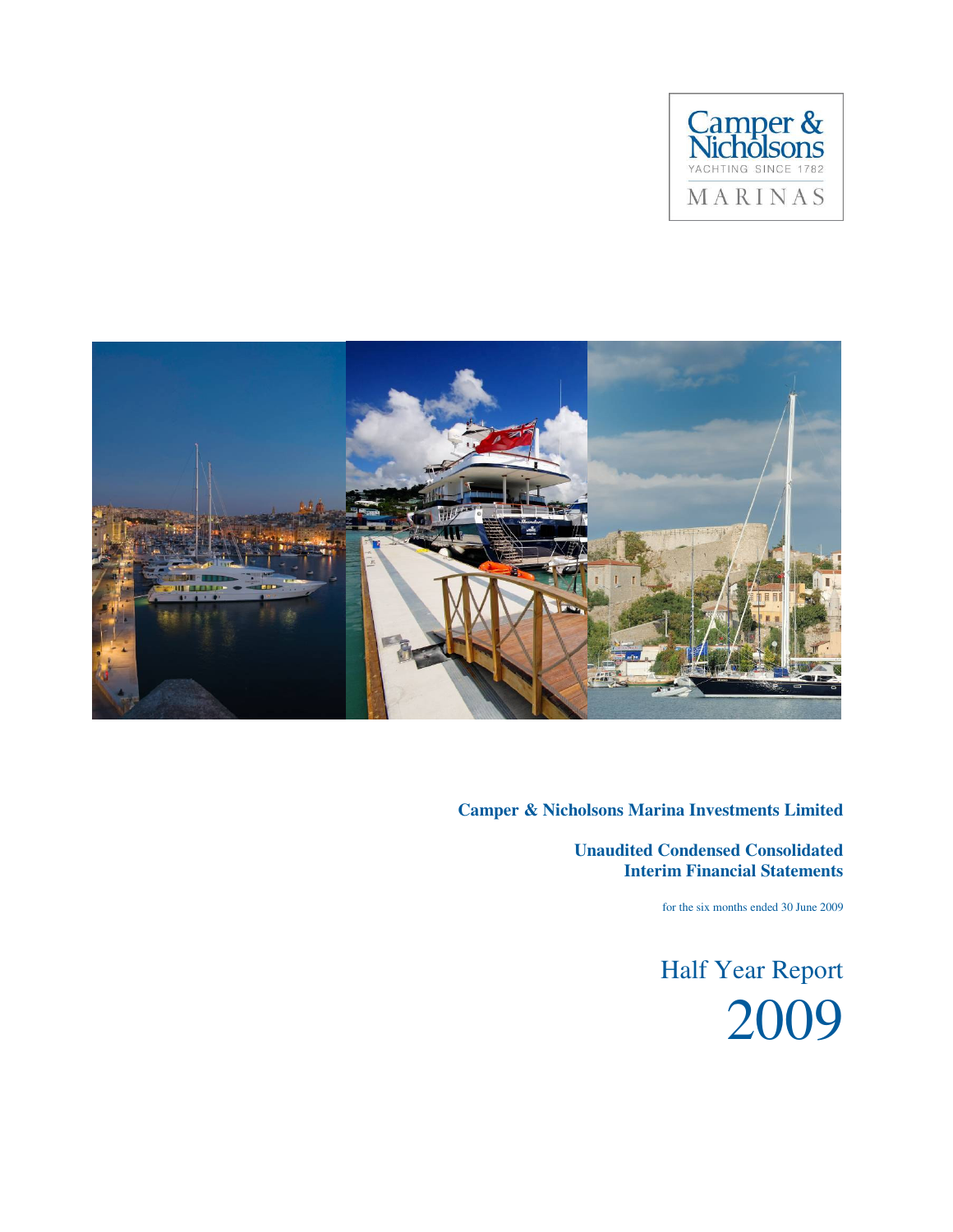Camper & Nicholsons

YACHTING SINCE 1782

MARINAS

**Camper & Nicholsons Marina Investments Limited**

**Unaudited Condensed Consolidated Interim Financial Statements**

for the six months ended 30 June 2009

Half Year Report

2009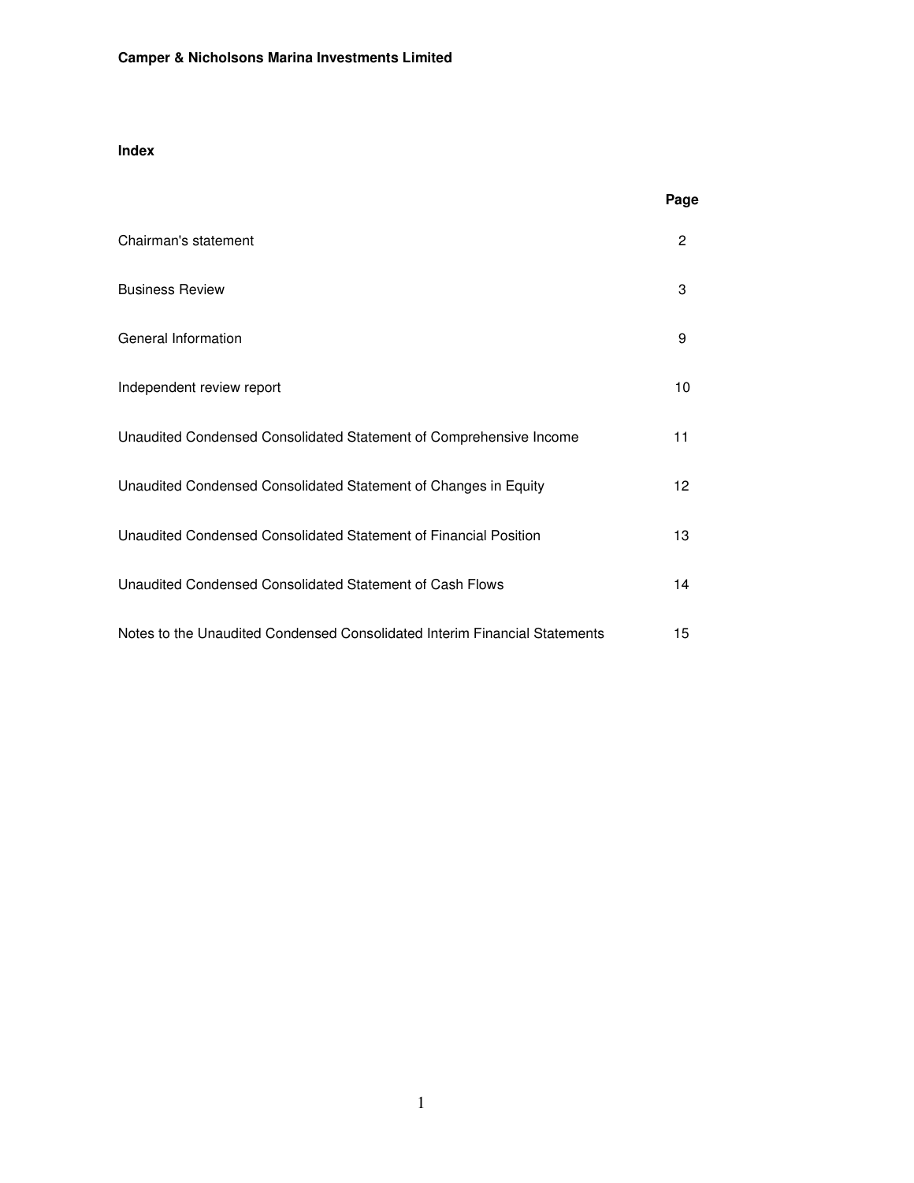## Index

| | Page |
|---|---|
| Chairman's statement | 2 |
| Business Review | 3 |
| General Information | 9 |
| Independent review report | 10 |
| Unaudited Condensed Consolidated Statement of Comprehensive Income | 11 |
| Unaudited Condensed Consolidated Statement of Changes in Equity | 12 |
| Unaudited Condensed Consolidated Statement of Financial Position | 13 |
| Unaudited Condensed Consolidated Statement of Cash Flows | 14 |
| Notes to the Unaudited Condensed Consolidated Interim Financial Statements | 15 |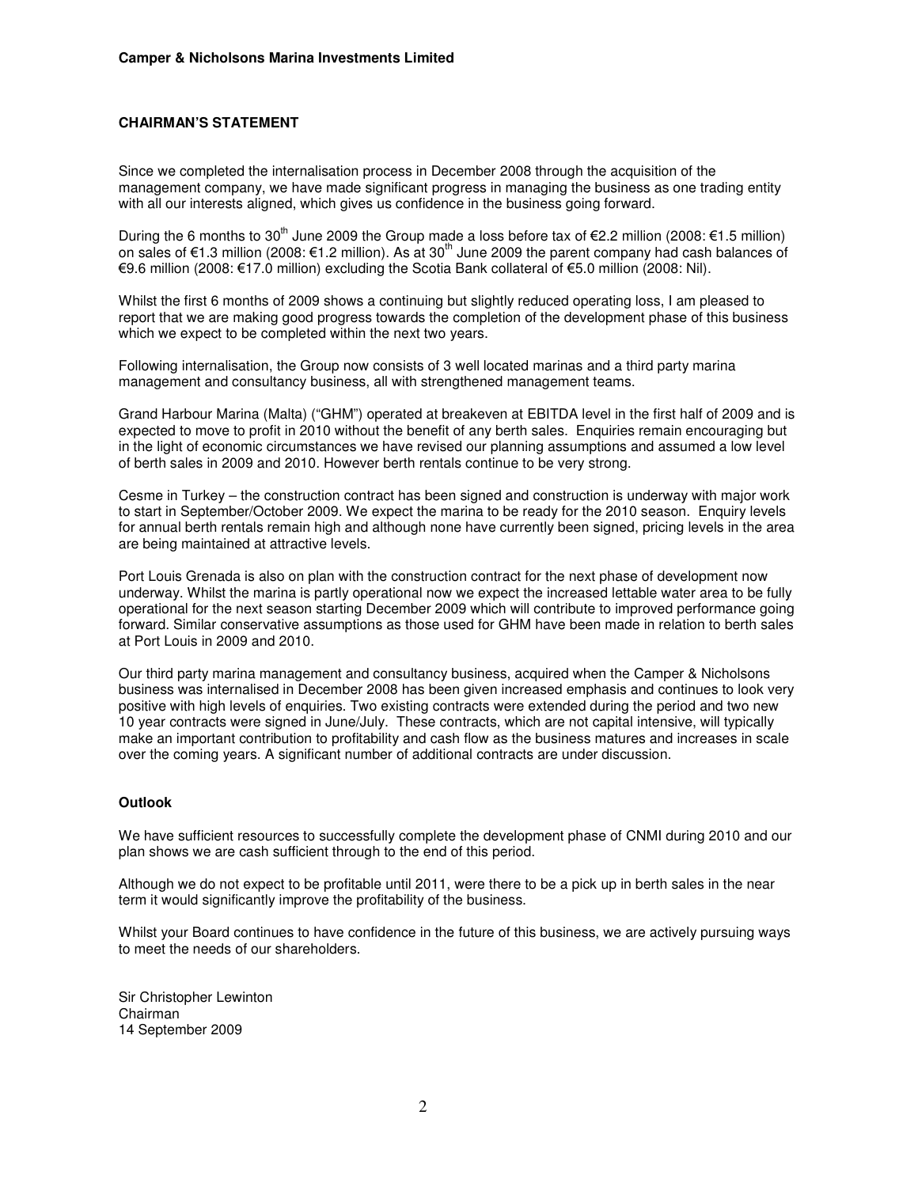## CHAIRMAN'S STATEMENT

Since we completed the internalisation process in December 2008 through the acquisition of the management company, we have made significant progress in managing the business as one trading entity with all our interests aligned, which gives us confidence in the business going forward.

During the 6 months to 30th June 2009 the Group made a loss before tax of €2.2 million (2008: €1.5 million) on sales of €1.3 million (2008: €1.2 million). As at 30th June 2009 the parent company had cash balances of €9.6 million (2008: €17.0 million) excluding the Scotia Bank collateral of €5.0 million (2008: Nil).

Whilst the first 6 months of 2009 shows a continuing but slightly reduced operating loss, I am pleased to report that we are making good progress towards the completion of the development phase of this business which we expect to be completed within the next two years.

Following internalisation, the Group now consists of 3 well located marinas and a third party marina management and consultancy business, all with strengthened management teams.

Grand Harbour Marina (Malta) ("GHM") operated at breakeven at EBITDA level in the first half of 2009 and is expected to move to profit in 2010 without the benefit of any berth sales. Enquiries remain encouraging but in the light of economic circumstances we have revised our planning assumptions and assumed a low level of berth sales in 2009 and 2010. However berth rentals continue to be very strong.

Cesme in Turkey – the construction contract has been signed and construction is underway with major work to start in September/October 2009. We expect the marina to be ready for the 2010 season. Enquiry levels for annual berth rentals remain high and although none have currently been signed, pricing levels in the area are being maintained at attractive levels.

Port Louis Grenada is also on plan with the construction contract for the next phase of development now underway. Whilst the marina is partly operational now we expect the increased lettable water area to be fully operational for the next season starting December 2009 which will contribute to improved performance going forward. Similar conservative assumptions as those used for GHM have been made in relation to berth sales at Port Louis in 2009 and 2010.

Our third party marina management and consultancy business, acquired when the Camper & Nicholsons business was internalised in December 2008 has been given increased emphasis and continues to look very positive with high levels of enquiries. Two existing contracts were extended during the period and two new 10 year contracts were signed in June/July. These contracts, which are not capital intensive, will typically make an important contribution to profitability and cash flow as the business matures and increases in scale over the coming years. A significant number of additional contracts are under discussion.

### Outlook

We have sufficient resources to successfully complete the development phase of CNMI during 2010 and our plan shows we are cash sufficient through to the end of this period.

Although we do not expect to be profitable until 2011, were there to be a pick up in berth sales in the near term it would significantly improve the profitability of the business.

Whilst your Board continues to have confidence in the future of this business, we are actively pursuing ways to meet the needs of our shareholders.

Sir Christopher Lewinton
Chairman
14 September 2009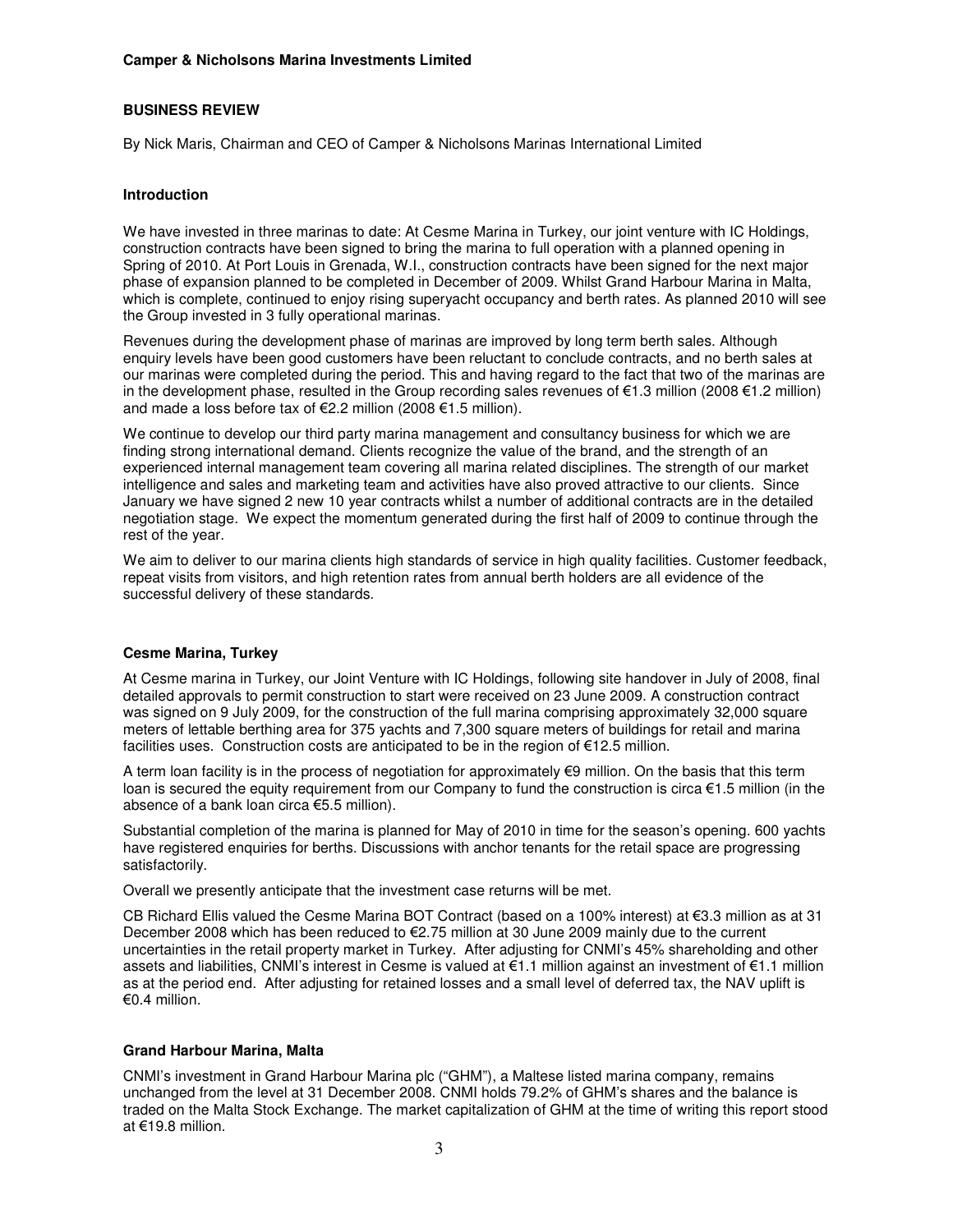## BUSINESS REVIEW

By Nick Maris, Chairman and CEO of Camper & Nicholsons Marinas International Limited

### Introduction

We have invested in three marinas to date: At Cesme Marina in Turkey, our joint venture with IC Holdings, construction contracts have been signed to bring the marina to full operation with a planned opening in Spring of 2010. At Port Louis in Grenada, W.I., construction contracts have been signed for the next major phase of expansion planned to be completed in December of 2009. Whilst Grand Harbour Marina in Malta, which is complete, continued to enjoy rising superyacht occupancy and berth rates. As planned 2010 will see the Group invested in 3 fully operational marinas.

Revenues during the development phase of marinas are improved by long term berth sales. Although enquiry levels have been good customers have been reluctant to conclude contracts, and no berth sales at our marinas were completed during the period. This and having regard to the fact that two of the marinas are in the development phase, resulted in the Group recording sales revenues of €1.3 million (2008 €1.2 million) and made a loss before tax of €2.2 million (2008 €1.5 million).

We continue to develop our third party marina management and consultancy business for which we are finding strong international demand. Clients recognize the value of the brand, and the strength of an experienced internal management team covering all marina related disciplines. The strength of our market intelligence and sales and marketing team and activities have also proved attractive to our clients. Since January we have signed 2 new 10 year contracts whilst a number of additional contracts are in the detailed negotiation stage. We expect the momentum generated during the first half of 2009 to continue through the rest of the year.

We aim to deliver to our marina clients high standards of service in high quality facilities. Customer feedback, repeat visits from visitors, and high retention rates from annual berth holders are all evidence of the successful delivery of these standards.

### Cesme Marina, Turkey

At Cesme marina in Turkey, our Joint Venture with IC Holdings, following site handover in July of 2008, final detailed approvals to permit construction to start were received on 23 June 2009. A construction contract was signed on 9 July 2009, for the construction of the full marina comprising approximately 32,000 square meters of lettable berthing area for 375 yachts and 7,300 square meters of buildings for retail and marina facilities uses. Construction costs are anticipated to be in the region of €12.5 million.

A term loan facility is in the process of negotiation for approximately €9 million. On the basis that this term loan is secured the equity requirement from our Company to fund the construction is circa €1.5 million (in the absence of a bank loan circa €5.5 million).

Substantial completion of the marina is planned for May of 2010 in time for the season's opening. 600 yachts have registered enquiries for berths. Discussions with anchor tenants for the retail space are progressing satisfactorily.

Overall we presently anticipate that the investment case returns will be met.

CB Richard Ellis valued the Cesme Marina BOT Contract (based on a 100% interest) at €3.3 million as at 31 December 2008 which has been reduced to €2.75 million at 30 June 2009 mainly due to the current uncertainties in the retail property market in Turkey. After adjusting for CNMI's 45% shareholding and other assets and liabilities, CNMI's interest in Cesme is valued at €1.1 million against an investment of €1.1 million as at the period end. After adjusting for retained losses and a small level of deferred tax, the NAV uplift is €0.4 million.

### Grand Harbour Marina, Malta

CNMI's investment in Grand Harbour Marina plc ("GHM"), a Maltese listed marina company, remains unchanged from the level at 31 December 2008. CNMI holds 79.2% of GHM's shares and the balance is traded on the Malta Stock Exchange. The market capitalization of GHM at the time of writing this report stood at €19.8 million.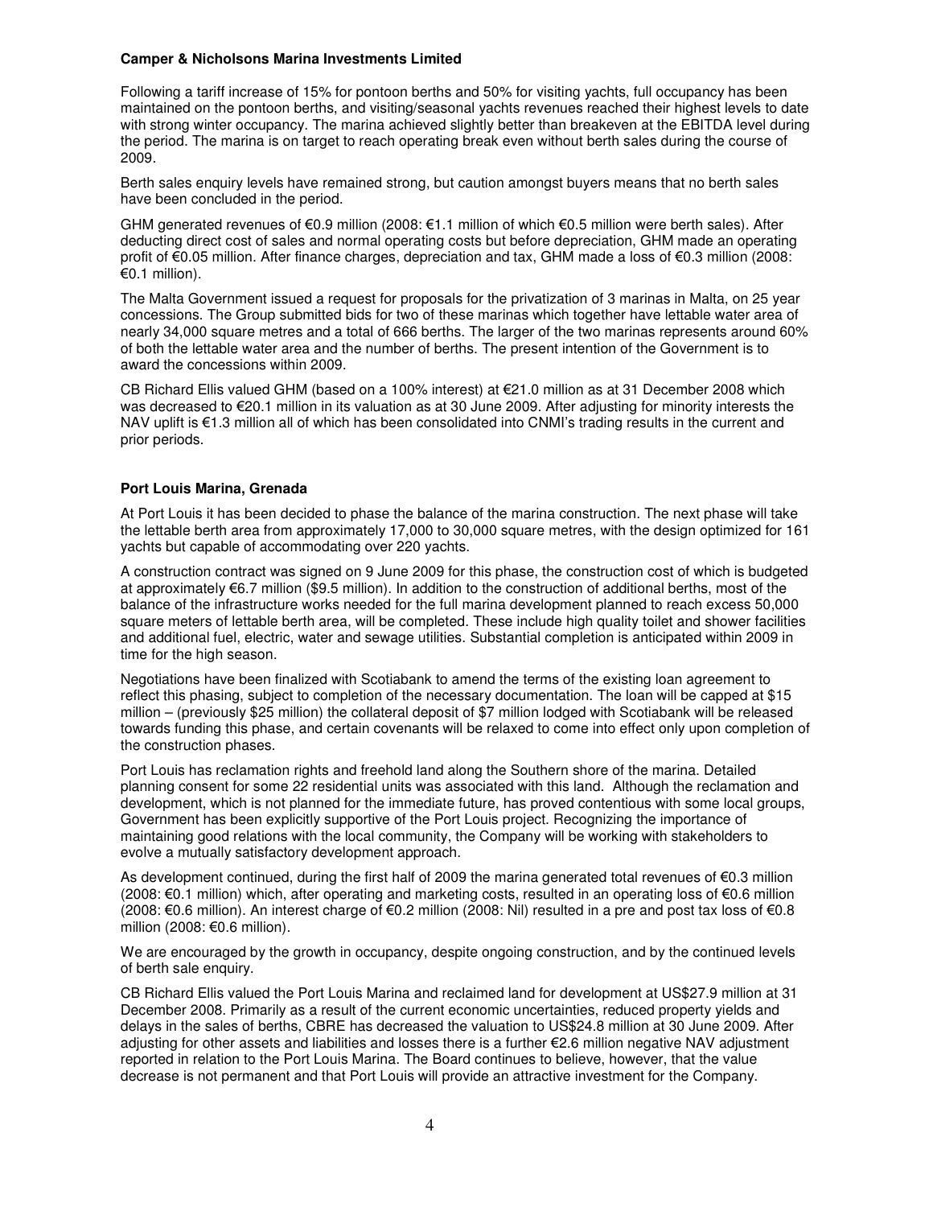**Camper & Nicholsons Marina Investments Limited**

Following a tariff increase of 15% for pontoon berths and 50% for visiting yachts, full occupancy has been maintained on the pontoon berths, and visiting/seasonal yachts revenues reached their highest levels to date with strong winter occupancy. The marina achieved slightly better than breakeven at the EBITDA level during the period. The marina is on target to reach operating break even without berth sales during the course of 2009.

Berth sales enquiry levels have remained strong, but caution amongst buyers means that no berth sales have been concluded in the period.

GHM generated revenues of €0.9 million (2008: €1.1 million of which €0.5 million were berth sales). After deducting direct cost of sales and normal operating costs but before depreciation, GHM made an operating profit of €0.05 million. After finance charges, depreciation and tax, GHM made a loss of €0.3 million (2008: €0.1 million).

The Malta Government issued a request for proposals for the privatization of 3 marinas in Malta, on 25 year concessions. The Group submitted bids for two of these marinas which together have lettable water area of nearly 34,000 square metres and a total of 666 berths. The larger of the two marinas represents around 60% of both the lettable water area and the number of berths. The present intention of the Government is to award the concessions within 2009.

CB Richard Ellis valued GHM (based on a 100% interest) at €21.0 million as at 31 December 2008 which was decreased to €20.1 million in its valuation as at 30 June 2009. After adjusting for minority interests the NAV uplift is €1.3 million all of which has been consolidated into CNMI's trading results in the current and prior periods.

**Port Louis Marina, Grenada**

At Port Louis it has been decided to phase the balance of the marina construction. The next phase will take the lettable berth area from approximately 17,000 to 30,000 square metres, with the design optimized for 161 yachts but capable of accommodating over 220 yachts.

A construction contract was signed on 9 June 2009 for this phase, the construction cost of which is budgeted at approximately €6.7 million ($9.5 million). In addition to the construction of additional berths, most of the balance of the infrastructure works needed for the full marina development planned to reach excess 50,000 square meters of lettable berth area, will be completed. These include high quality toilet and shower facilities and additional fuel, electric, water and sewage utilities. Substantial completion is anticipated within 2009 in time for the high season.

Negotiations have been finalized with Scotiabank to amend the terms of the existing loan agreement to reflect this phasing, subject to completion of the necessary documentation. The loan will be capped at $15 million – (previously $25 million) the collateral deposit of $7 million lodged with Scotiabank will be released towards funding this phase, and certain covenants will be relaxed to come into effect only upon completion of the construction phases.

Port Louis has reclamation rights and freehold land along the Southern shore of the marina. Detailed planning consent for some 22 residential units was associated with this land. Although the reclamation and development, which is not planned for the immediate future, has proved contentious with some local groups, Government has been explicitly supportive of the Port Louis project. Recognizing the importance of maintaining good relations with the local community, the Company will be working with stakeholders to evolve a mutually satisfactory development approach.

As development continued, during the first half of 2009 the marina generated total revenues of €0.3 million (2008: €0.1 million) which, after operating and marketing costs, resulted in an operating loss of €0.6 million (2008: €0.6 million). An interest charge of €0.2 million (2008: Nil) resulted in a pre and post tax loss of €0.8 million (2008: €0.6 million).

We are encouraged by the growth in occupancy, despite ongoing construction, and by the continued levels of berth sale enquiry.

CB Richard Ellis valued the Port Louis Marina and reclaimed land for development at US$27.9 million at 31 December 2008. Primarily as a result of the current economic uncertainties, reduced property yields and delays in the sales of berths, CBRE has decreased the valuation to US$24.8 million at 30 June 2009. After adjusting for other assets and liabilities and losses there is a further €2.6 million negative NAV adjustment reported in relation to the Port Louis Marina. The Board continues to believe, however, that the value decrease is not permanent and that Port Louis will provide an attractive investment for the Company.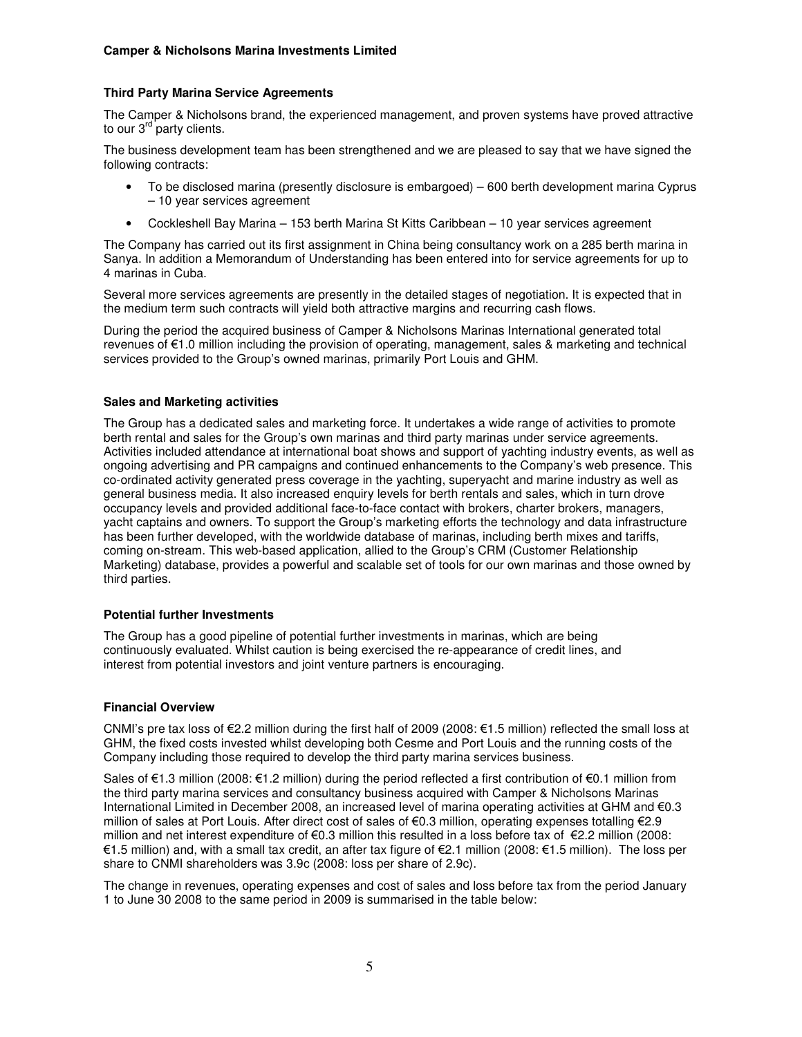### Third Party Marina Service Agreements

The Camper & Nicholsons brand, the experienced management, and proven systems have proved attractive to our 3rd party clients.

The business development team has been strengthened and we are pleased to say that we have signed the following contracts:

- To be disclosed marina (presently disclosure is embargoed) – 600 berth development marina Cyprus – 10 year services agreement
- Cockleshell Bay Marina – 153 berth Marina St Kitts Caribbean – 10 year services agreement

The Company has carried out its first assignment in China being consultancy work on a 285 berth marina in Sanya. In addition a Memorandum of Understanding has been entered into for service agreements for up to 4 marinas in Cuba.

Several more services agreements are presently in the detailed stages of negotiation. It is expected that in the medium term such contracts will yield both attractive margins and recurring cash flows.

During the period the acquired business of Camper & Nicholsons Marinas International generated total revenues of €1.0 million including the provision of operating, management, sales & marketing and technical services provided to the Group's owned marinas, primarily Port Louis and GHM.

### Sales and Marketing activities

The Group has a dedicated sales and marketing force. It undertakes a wide range of activities to promote berth rental and sales for the Group's own marinas and third party marinas under service agreements. Activities included attendance at international boat shows and support of yachting industry events, as well as ongoing advertising and PR campaigns and continued enhancements to the Company's web presence. This co-ordinated activity generated press coverage in the yachting, superyacht and marine industry as well as general business media. It also increased enquiry levels for berth rentals and sales, which in turn drove occupancy levels and provided additional face-to-face contact with brokers, charter brokers, managers, yacht captains and owners. To support the Group's marketing efforts the technology and data infrastructure has been further developed, with the worldwide database of marinas, including berth mixes and tariffs, coming on-stream. This web-based application, allied to the Group's CRM (Customer Relationship Marketing) database, provides a powerful and scalable set of tools for our own marinas and those owned by third parties.

### Potential further Investments

The Group has a good pipeline of potential further investments in marinas, which are being continuously evaluated. Whilst caution is being exercised the re-appearance of credit lines, and interest from potential investors and joint venture partners is encouraging.

### Financial Overview

CNMI's pre tax loss of €2.2 million during the first half of 2009 (2008: €1.5 million) reflected the small loss at GHM, the fixed costs invested whilst developing both Cesme and Port Louis and the running costs of the Company including those required to develop the third party marina services business.

Sales of €1.3 million (2008: €1.2 million) during the period reflected a first contribution of €0.1 million from the third party marina services and consultancy business acquired with Camper & Nicholsons Marinas International Limited in December 2008, an increased level of marina operating activities at GHM and €0.3 million of sales at Port Louis. After direct cost of sales of €0.3 million, operating expenses totalling €2.9 million and net interest expenditure of €0.3 million this resulted in a loss before tax of €2.2 million (2008: €1.5 million) and, with a small tax credit, an after tax figure of €2.1 million (2008: €1.5 million). The loss per share to CNMI shareholders was 3.9c (2008: loss per share of 2.9c).

The change in revenues, operating expenses and cost of sales and loss before tax from the period January 1 to June 30 2008 to the same period in 2009 is summarised in the table below: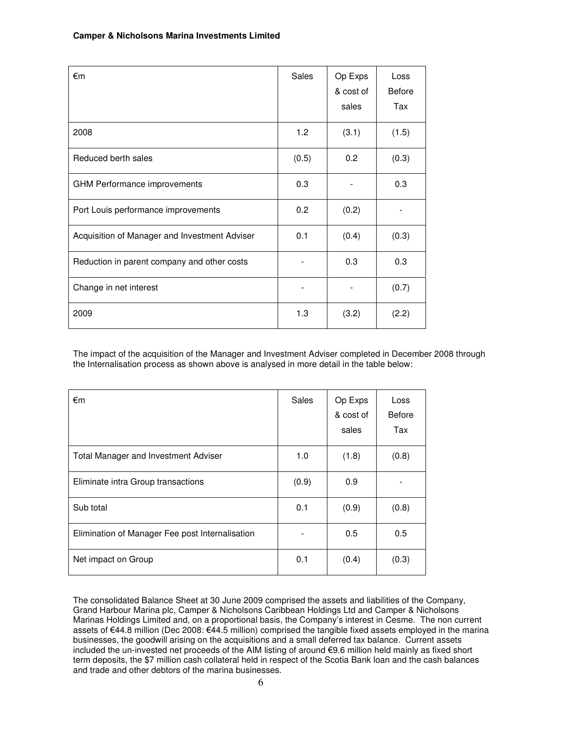| €m | Sales | Op Exps & cost of sales | Loss Before Tax |
|---|---|---|---|
| 2008 | 1.2 | (3.1) | (1.5) |
| Reduced berth sales | (0.5) | 0.2 | (0.3) |
| GHM Performance improvements | 0.3 | - | 0.3 |
| Port Louis performance improvements | 0.2 | (0.2) | - |
| Acquisition of Manager and Investment Adviser | 0.1 | (0.4) | (0.3) |
| Reduction in parent company and other costs | - | 0.3 | 0.3 |
| Change in net interest | - | - | (0.7) |
| 2009 | 1.3 | (3.2) | (2.2) |

The impact of the acquisition of the Manager and Investment Adviser completed in December 2008 through the Internalisation process as shown above is analysed in more detail in the table below:

| €m | Sales | Op Exps & cost of sales | Loss Before Tax |
|---|---|---|---|
| Total Manager and Investment Adviser | 1.0 | (1.8) | (0.8) |
| Eliminate intra Group transactions | (0.9) | 0.9 | - |
| Sub total | 0.1 | (0.9) | (0.8) |
| Elimination of Manager Fee post Internalisation | - | 0.5 | 0.5 |
| Net impact on Group | 0.1 | (0.4) | (0.3) |

The consolidated Balance Sheet at 30 June 2009 comprised the assets and liabilities of the Company, Grand Harbour Marina plc, Camper & Nicholsons Caribbean Holdings Ltd and Camper & Nicholsons Marinas Holdings Limited and, on a proportional basis, the Company's interest in Cesme. The non current assets of €44.8 million (Dec 2008: €44.5 million) comprised the tangible fixed assets employed in the marina businesses, the goodwill arising on the acquisitions and a small deferred tax balance. Current assets included the un-invested net proceeds of the AIM listing of around €9.6 million held mainly as fixed short term deposits, the $7 million cash collateral held in respect of the Scotia Bank loan and the cash balances and trade and other debtors of the marina businesses.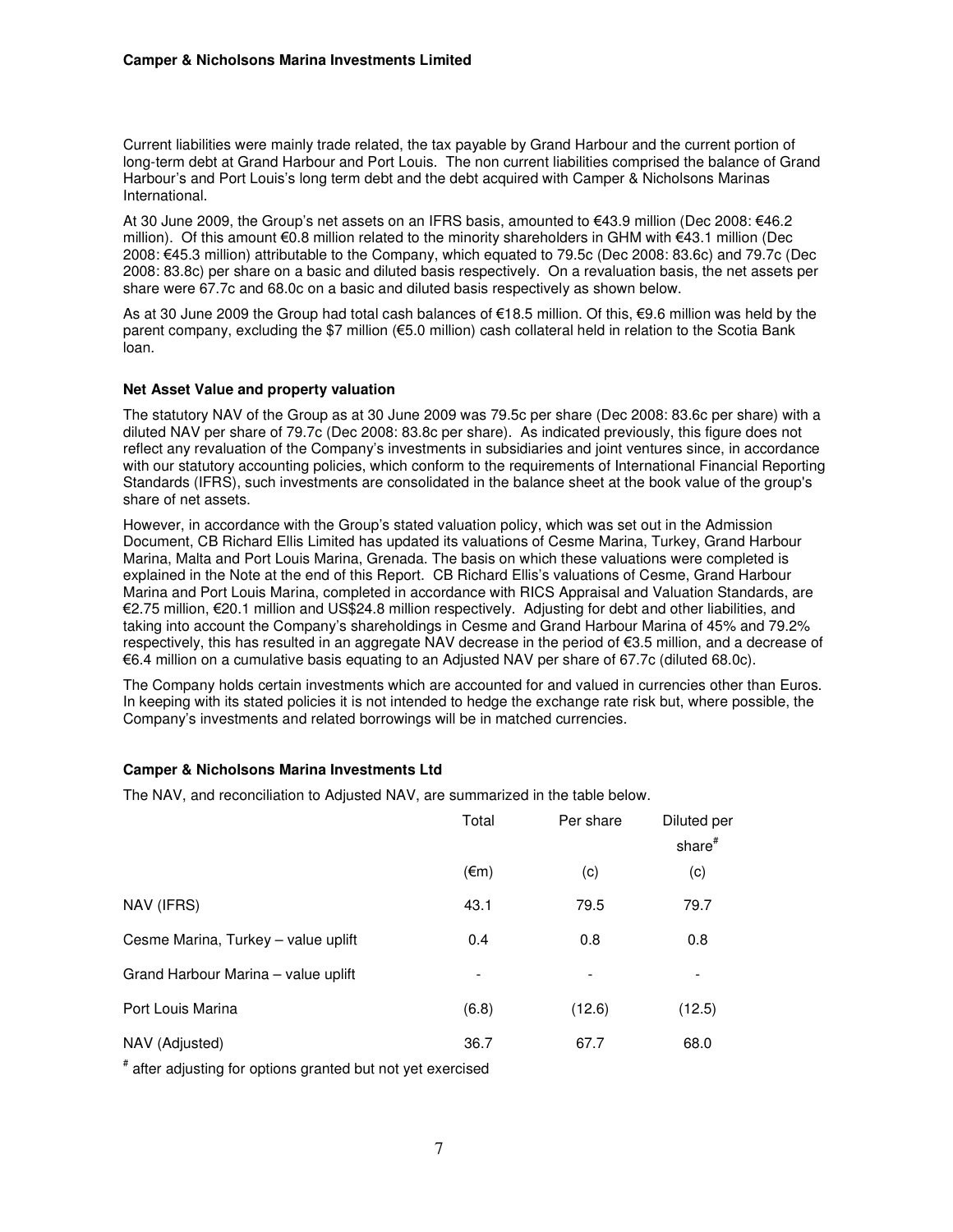Current liabilities were mainly trade related, the tax payable by Grand Harbour and the current portion of long-term debt at Grand Harbour and Port Louis. The non current liabilities comprised the balance of Grand Harbour's and Port Louis's long term debt and the debt acquired with Camper & Nicholsons Marinas International.

At 30 June 2009, the Group's net assets on an IFRS basis, amounted to €43.9 million (Dec 2008: €46.2 million). Of this amount €0.8 million related to the minority shareholders in GHM with €43.1 million (Dec 2008: €45.3 million) attributable to the Company, which equated to 79.5c (Dec 2008: 83.6c) and 79.7c (Dec 2008: 83.8c) per share on a basic and diluted basis respectively. On a revaluation basis, the net assets per share were 67.7c and 68.0c on a basic and diluted basis respectively as shown below.

As at 30 June 2009 the Group had total cash balances of €18.5 million. Of this, €9.6 million was held by the parent company, excluding the $7 million (€5.0 million) cash collateral held in relation to the Scotia Bank loan.

### Net Asset Value and property valuation

The statutory NAV of the Group as at 30 June 2009 was 79.5c per share (Dec 2008: 83.6c per share) with a diluted NAV per share of 79.7c (Dec 2008: 83.8c per share). As indicated previously, this figure does not reflect any revaluation of the Company's investments in subsidiaries and joint ventures since, in accordance with our statutory accounting policies, which conform to the requirements of International Financial Reporting Standards (IFRS), such investments are consolidated in the balance sheet at the book value of the group's share of net assets.

However, in accordance with the Group's stated valuation policy, which was set out in the Admission Document, CB Richard Ellis Limited has updated its valuations of Cesme Marina, Turkey, Grand Harbour Marina, Malta and Port Louis Marina, Grenada. The basis on which these valuations were completed is explained in the Note at the end of this Report. CB Richard Ellis's valuations of Cesme, Grand Harbour Marina and Port Louis Marina, completed in accordance with RICS Appraisal and Valuation Standards, are €2.75 million, €20.1 million and US$24.8 million respectively. Adjusting for debt and other liabilities, and taking into account the Company's shareholdings in Cesme and Grand Harbour Marina of 45% and 79.2% respectively, this has resulted in an aggregate NAV decrease in the period of €3.5 million, and a decrease of €6.4 million on a cumulative basis equating to an Adjusted NAV per share of 67.7c (diluted 68.0c).

The Company holds certain investments which are accounted for and valued in currencies other than Euros. In keeping with its stated policies it is not intended to hedge the exchange rate risk but, where possible, the Company's investments and related borrowings will be in matched currencies.

### Camper & Nicholsons Marina Investments Ltd

The NAV, and reconciliation to Adjusted NAV, are summarized in the table below.

| | Total | Per share | Diluted per share# |
|---|---|---|---|
| | (€m) | (c) | (c) |
| NAV (IFRS) | 43.1 | 79.5 | 79.7 |
| Cesme Marina, Turkey – value uplift | 0.4 | 0.8 | 0.8 |
| Grand Harbour Marina – value uplift | - | - | - |
| Port Louis Marina | (6.8) | (12.6) | (12.5) |
| NAV (Adjusted) | 36.7 | 67.7 | 68.0 |

# after adjusting for options granted but not yet exercised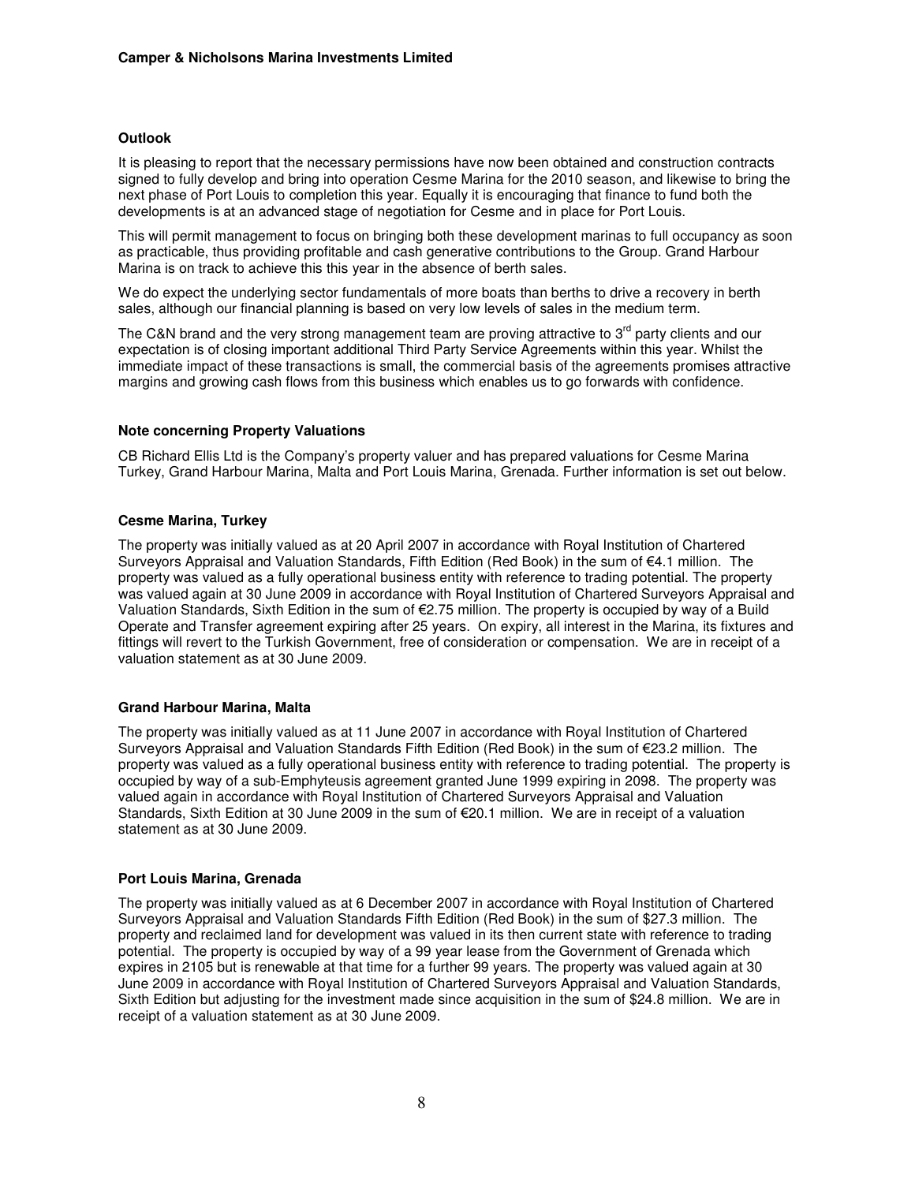### Outlook

It is pleasing to report that the necessary permissions have now been obtained and construction contracts signed to fully develop and bring into operation Cesme Marina for the 2010 season, and likewise to bring the next phase of Port Louis to completion this year. Equally it is encouraging that finance to fund both the developments is at an advanced stage of negotiation for Cesme and in place for Port Louis.

This will permit management to focus on bringing both these development marinas to full occupancy as soon as practicable, thus providing profitable and cash generative contributions to the Group. Grand Harbour Marina is on track to achieve this this year in the absence of berth sales.

We do expect the underlying sector fundamentals of more boats than berths to drive a recovery in berth sales, although our financial planning is based on very low levels of sales in the medium term.

The C&N brand and the very strong management team are proving attractive to 3rd party clients and our expectation is of closing important additional Third Party Service Agreements within this year. Whilst the immediate impact of these transactions is small, the commercial basis of the agreements promises attractive margins and growing cash flows from this business which enables us to go forwards with confidence.

### Note concerning Property Valuations

CB Richard Ellis Ltd is the Company's property valuer and has prepared valuations for Cesme Marina Turkey, Grand Harbour Marina, Malta and Port Louis Marina, Grenada. Further information is set out below.

### Cesme Marina, Turkey

The property was initially valued as at 20 April 2007 in accordance with Royal Institution of Chartered Surveyors Appraisal and Valuation Standards, Fifth Edition (Red Book) in the sum of €4.1 million. The property was valued as a fully operational business entity with reference to trading potential. The property was valued again at 30 June 2009 in accordance with Royal Institution of Chartered Surveyors Appraisal and Valuation Standards, Sixth Edition in the sum of €2.75 million. The property is occupied by way of a Build Operate and Transfer agreement expiring after 25 years. On expiry, all interest in the Marina, its fixtures and fittings will revert to the Turkish Government, free of consideration or compensation. We are in receipt of a valuation statement as at 30 June 2009.

### Grand Harbour Marina, Malta

The property was initially valued as at 11 June 2007 in accordance with Royal Institution of Chartered Surveyors Appraisal and Valuation Standards Fifth Edition (Red Book) in the sum of €23.2 million. The property was valued as a fully operational business entity with reference to trading potential. The property is occupied by way of a sub-Emphyteusis agreement granted June 1999 expiring in 2098. The property was valued again in accordance with Royal Institution of Chartered Surveyors Appraisal and Valuation Standards, Sixth Edition at 30 June 2009 in the sum of €20.1 million. We are in receipt of a valuation statement as at 30 June 2009.

### Port Louis Marina, Grenada

The property was initially valued as at 6 December 2007 in accordance with Royal Institution of Chartered Surveyors Appraisal and Valuation Standards Fifth Edition (Red Book) in the sum of $27.3 million. The property and reclaimed land for development was valued in its then current state with reference to trading potential. The property is occupied by way of a 99 year lease from the Government of Grenada which expires in 2105 but is renewable at that time for a further 99 years. The property was valued again at 30 June 2009 in accordance with Royal Institution of Chartered Surveyors Appraisal and Valuation Standards, Sixth Edition but adjusting for the investment made since acquisition in the sum of $24.8 million. We are in receipt of a valuation statement as at 30 June 2009.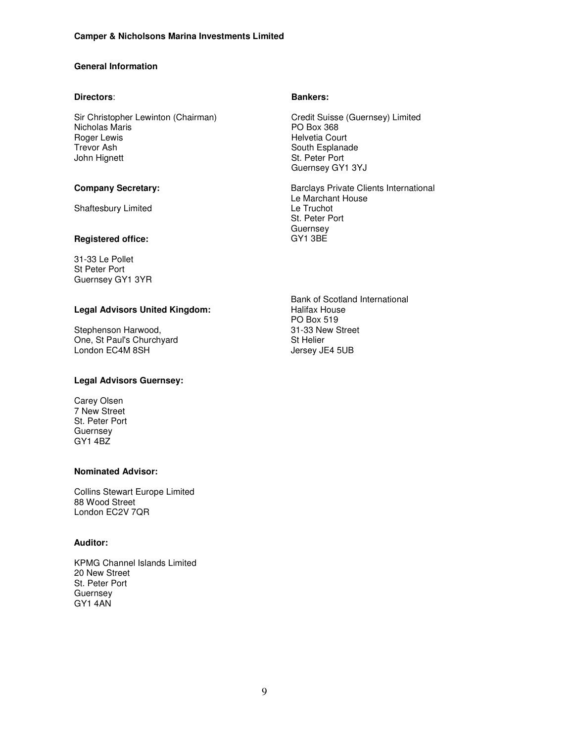Camper & Nicholsons Marina Investments Limited

## General Information

**Directors**:

Sir Christopher Lewinton (Chairman)
Nicholas Maris
Roger Lewis
Trevor Ash
John Hignett

**Company Secretary:**

Shaftesbury Limited

**Registered office:**

31-33 Le Pollet
St Peter Port
Guernsey GY1 3YR

**Legal Advisors United Kingdom:**

Stephenson Harwood,
One, St Paul's Churchyard
London EC4M 8SH

**Legal Advisors Guernsey:**

Carey Olsen
7 New Street
St. Peter Port
Guernsey
GY1 4BZ

**Nominated Advisor:**

Collins Stewart Europe Limited
88 Wood Street
London EC2V 7QR

**Auditor:**

KPMG Channel Islands Limited
20 New Street
St. Peter Port
Guernsey
GY1 4AN

**Bankers:**

Credit Suisse (Guernsey) Limited
PO Box 368
Helvetia Court
South Esplanade
St. Peter Port
Guernsey GY1 3YJ

Barclays Private Clients International
Le Marchant House
Le Truchot
St. Peter Port
Guernsey
GY1 3BE

Bank of Scotland International
Halifax House
PO Box 519
31-33 New Street
St Helier
Jersey JE4 5UB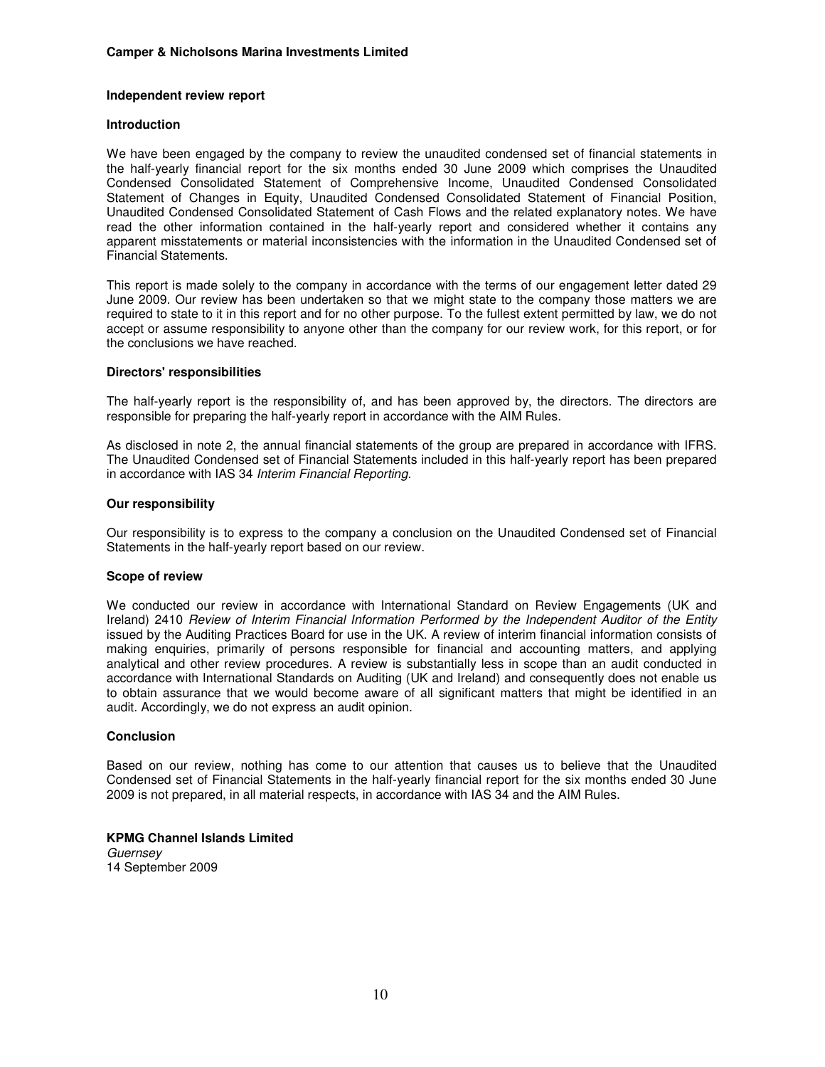## Independent review report

### Introduction

We have been engaged by the company to review the unaudited condensed set of financial statements in the half-yearly financial report for the six months ended 30 June 2009 which comprises the Unaudited Condensed Consolidated Statement of Comprehensive Income, Unaudited Condensed Consolidated Statement of Changes in Equity, Unaudited Condensed Consolidated Statement of Financial Position, Unaudited Condensed Consolidated Statement of Cash Flows and the related explanatory notes. We have read the other information contained in the half-yearly report and considered whether it contains any apparent misstatements or material inconsistencies with the information in the Unaudited Condensed set of Financial Statements.

This report is made solely to the company in accordance with the terms of our engagement letter dated 29 June 2009. Our review has been undertaken so that we might state to the company those matters we are required to state to it in this report and for no other purpose. To the fullest extent permitted by law, we do not accept or assume responsibility to anyone other than the company for our review work, for this report, or for the conclusions we have reached.

### Directors' responsibilities

The half-yearly report is the responsibility of, and has been approved by, the directors. The directors are responsible for preparing the half-yearly report in accordance with the AIM Rules.

As disclosed in note 2, the annual financial statements of the group are prepared in accordance with IFRS. The Unaudited Condensed set of Financial Statements included in this half-yearly report has been prepared in accordance with IAS 34 *Interim Financial Reporting.*

### Our responsibility

Our responsibility is to express to the company a conclusion on the Unaudited Condensed set of Financial Statements in the half-yearly report based on our review.

### Scope of review

We conducted our review in accordance with International Standard on Review Engagements (UK and Ireland) 2410 *Review of Interim Financial Information Performed by the Independent Auditor of the Entity* issued by the Auditing Practices Board for use in the UK. A review of interim financial information consists of making enquiries, primarily of persons responsible for financial and accounting matters, and applying analytical and other review procedures. A review is substantially less in scope than an audit conducted in accordance with International Standards on Auditing (UK and Ireland) and consequently does not enable us to obtain assurance that we would become aware of all significant matters that might be identified in an audit. Accordingly, we do not express an audit opinion.

### Conclusion

Based on our review, nothing has come to our attention that causes us to believe that the Unaudited Condensed set of Financial Statements in the half-yearly financial report for the six months ended 30 June 2009 is not prepared, in all material respects, in accordance with IAS 34 and the AIM Rules.

**KPMG Channel Islands Limited**
*Guernsey*
14 September 2009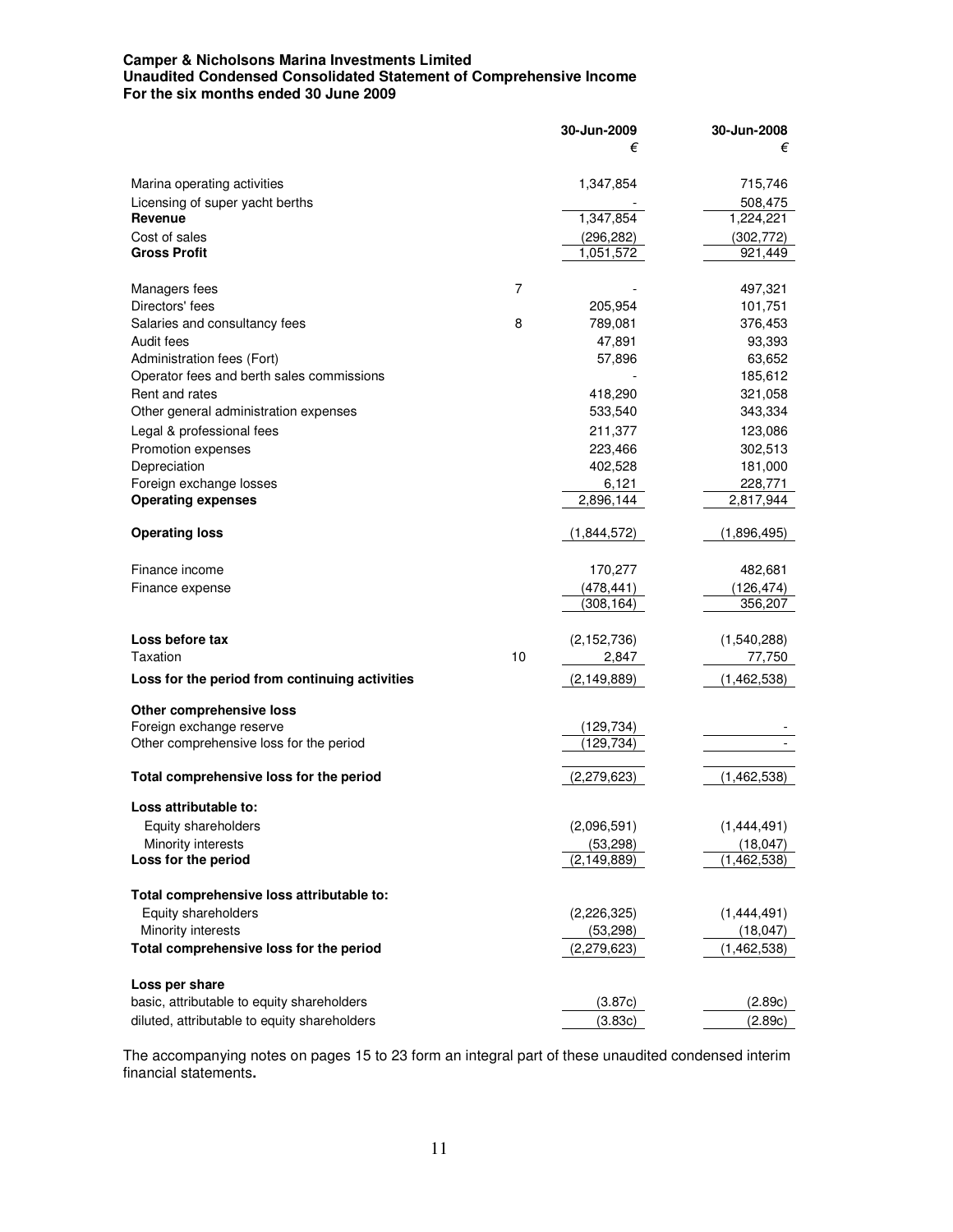**Camper & Nicholsons Marina Investments Limited**
**Unaudited Condensed Consolidated Statement of Comprehensive Income**
**For the six months ended 30 June 2009**

| | | 30-Jun-2009 € | 30-Jun-2008 € |
|---|---|---|---|
| Marina operating activities | | 1,347,854 | 715,746 |
| Licensing of super yacht berths | | - | 508,475 |
| **Revenue** | | 1,347,854 | 1,224,221 |
| Cost of sales | | (296,282) | (302,772) |
| **Gross Profit** | | 1,051,572 | 921,449 |
| | | | |
| Managers fees | 7 | - | 497,321 |
| Directors' fees | | 205,954 | 101,751 |
| Salaries and consultancy fees | 8 | 789,081 | 376,453 |
| Audit fees | | 47,891 | 93,393 |
| Administration fees (Fort) | | 57,896 | 63,652 |
| Operator fees and berth sales commissions | | - | 185,612 |
| Rent and rates | | 418,290 | 321,058 |
| Other general administration expenses | | 533,540 | 343,334 |
| Legal & professional fees | | 211,377 | 123,086 |
| Promotion expenses | | 223,466 | 302,513 |
| Depreciation | | 402,528 | 181,000 |
| Foreign exchange losses | | 6,121 | 228,771 |
| **Operating expenses** | | 2,896,144 | 2,817,944 |
| | | | |
| **Operating loss** | | (1,844,572) | (1,896,495) |
| | | | |
| Finance income | | 170,277 | 482,681 |
| Finance expense | | (478,441) | (126,474) |
| | | (308,164) | 356,207 |
| | | | |
| **Loss before tax** | | (2,152,736) | (1,540,288) |
| Taxation | 10 | 2,847 | 77,750 |
| **Loss for the period from continuing activities** | | (2,149,889) | (1,462,538) |
| | | | |
| **Other comprehensive loss** | | | |
| Foreign exchange reserve | | (129,734) | - |
| Other comprehensive loss for the period | | (129,734) | - |
| | | | |
| **Total comprehensive loss for the period** | | (2,279,623) | (1,462,538) |
| | | | |
| **Loss attributable to:** | | | |
| Equity shareholders | | (2,096,591) | (1,444,491) |
| Minority interests | | (53,298) | (18,047) |
| **Loss for the period** | | (2,149,889) | (1,462,538) |
| | | | |
| **Total comprehensive loss attributable to:** | | | |
| Equity shareholders | | (2,226,325) | (1,444,491) |
| Minority interests | | (53,298) | (18,047) |
| **Total comprehensive loss for the period** | | (2,279,623) | (1,462,538) |
| | | | |
| **Loss per share** | | | |
| basic, attributable to equity shareholders | | (3.87c) | (2.89c) |
| diluted, attributable to equity shareholders | | (3.83c) | (2.89c) |

The accompanying notes on pages 15 to 23 form an integral part of these unaudited condensed interim financial statements.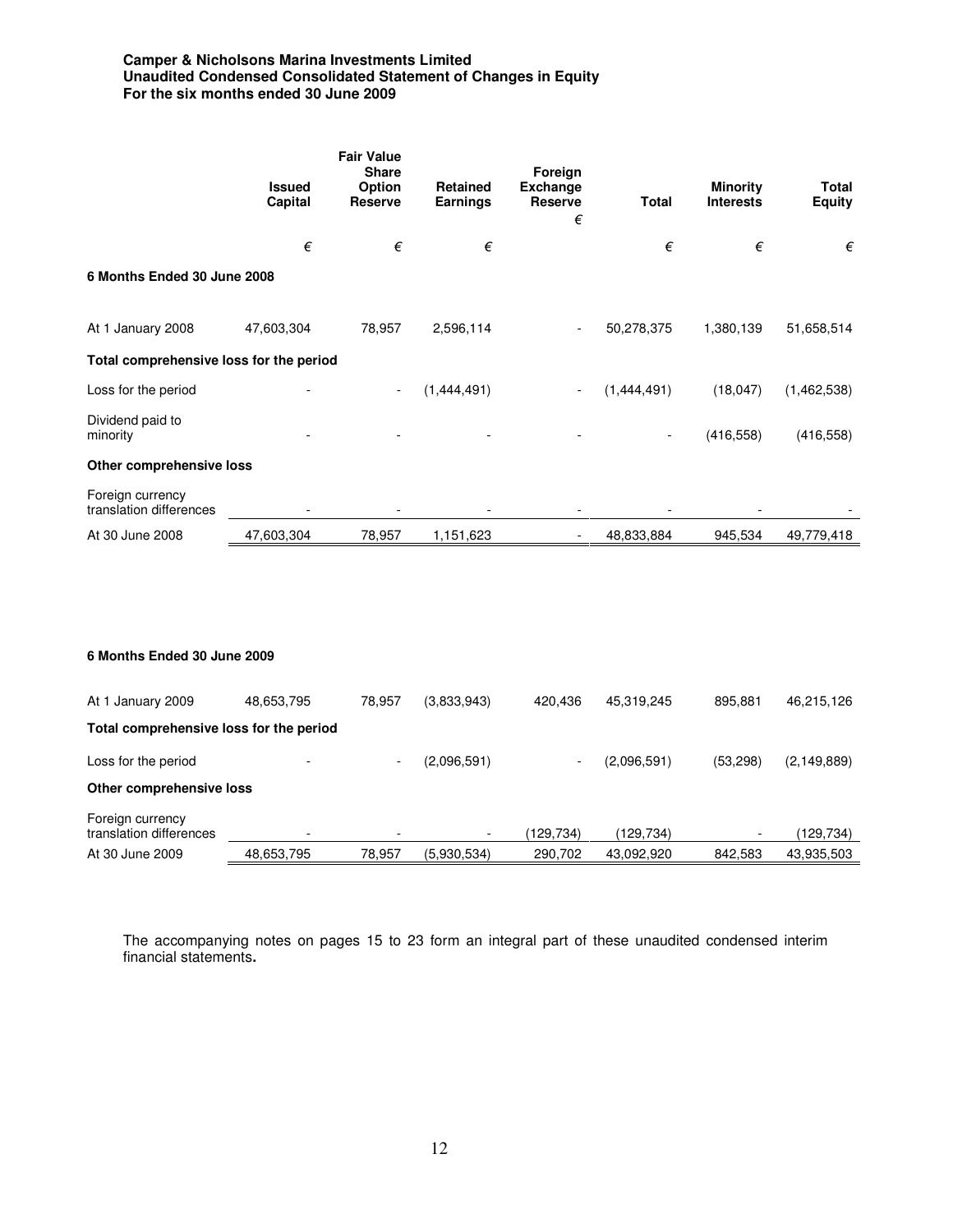**Camper & Nicholsons Marina Investments Limited**
**Unaudited Condensed Consolidated Statement of Changes in Equity**
**For the six months ended 30 June 2009**

| | Issued Capital | Fair Value Share Option Reserve | Retained Earnings | Foreign Exchange Reserve | Total | Minority Interests | Total Equity |
|---|---|---|---|---|---|---|---|
| | € | € | € | € | € | € | € |
| **6 Months Ended 30 June 2008** | | | | | | | |
| At 1 January 2008 | 47,603,304 | 78,957 | 2,596,114 | - | 50,278,375 | 1,380,139 | 51,658,514 |
| **Total comprehensive loss for the period** | | | | | | | |
| Loss for the period | - | - | (1,444,491) | - | (1,444,491) | (18,047) | (1,462,538) |
| Dividend paid to minority | - | - | - | - | - | (416,558) | (416,558) |
| **Other comprehensive loss** | | | | | | | |
| Foreign currency translation differences | - | - | - | - | - | - | - |
| At 30 June 2008 | 47,603,304 | 78,957 | 1,151,623 | - | 48,833,884 | 945,534 | 49,779,418 |
| | | | | | | | |
| **6 Months Ended 30 June 2009** | | | | | | | |
| At 1 January 2009 | 48,653,795 | 78,957 | (3,833,943) | 420,436 | 45,319,245 | 895,881 | 46,215,126 |
| **Total comprehensive loss for the period** | | | | | | | |
| Loss for the period | - | - | (2,096,591) | - | (2,096,591) | (53,298) | (2,149,889) |
| **Other comprehensive loss** | | | | | | | |
| Foreign currency translation differences | - | - | - | (129,734) | (129,734) | - | (129,734) |
| At 30 June 2009 | 48,653,795 | 78,957 | (5,930,534) | 290,702 | 43,092,920 | 842,583 | 43,935,503 |

The accompanying notes on pages 15 to 23 form an integral part of these unaudited condensed interim financial statements**.**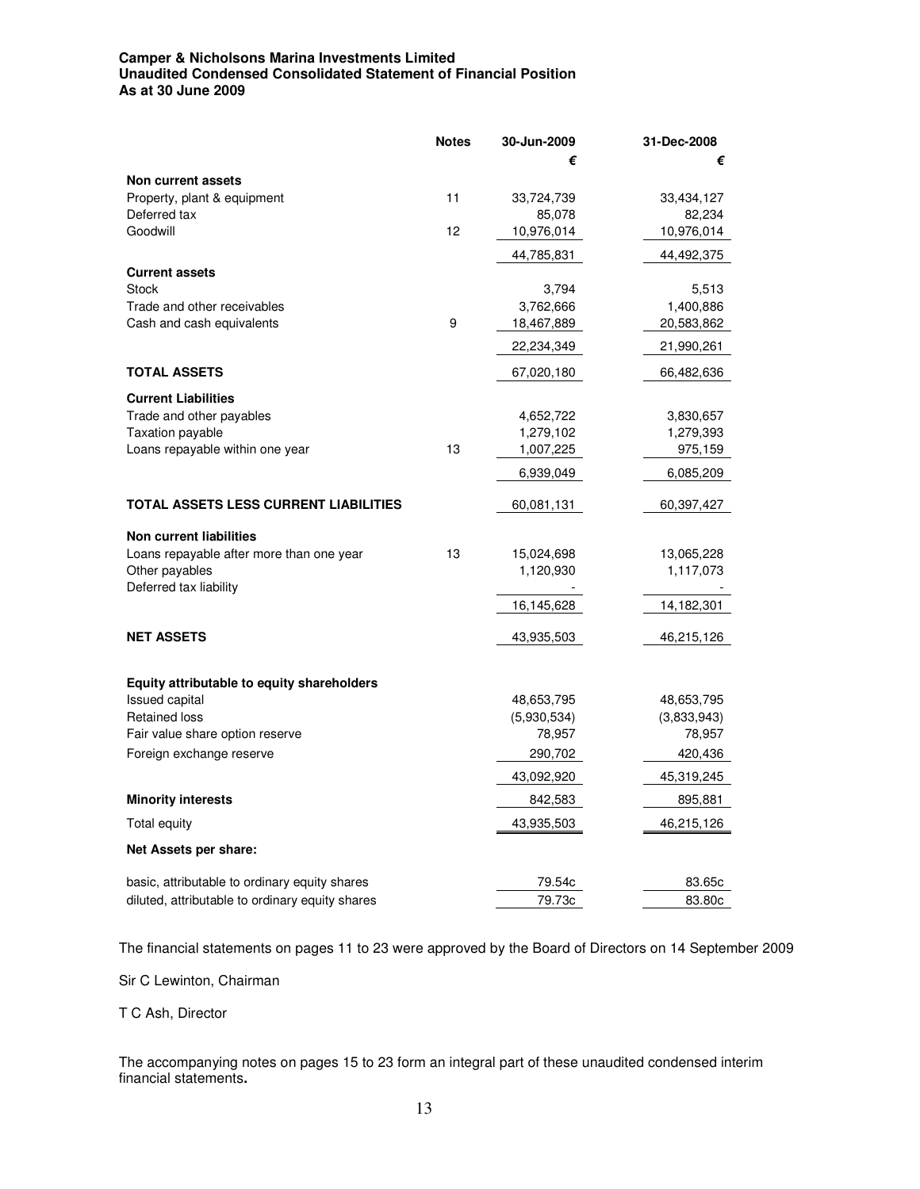**Camper & Nicholsons Marina Investments Limited**
**Unaudited Condensed Consolidated Statement of Financial Position**
**As at 30 June 2009**

| | Notes | 30-Jun-2009 | 31-Dec-2008 |
|---|---|---|---|
| | | € | € |
| **Non current assets** | | | |
| Property, plant & equipment | 11 | 33,724,739 | 33,434,127 |
| Deferred tax | | 85,078 | 82,234 |
| Goodwill | 12 | 10,976,014 | 10,976,014 |
| | | 44,785,831 | 44,492,375 |
| **Current assets** | | | |
| Stock | | 3,794 | 5,513 |
| Trade and other receivables | | 3,762,666 | 1,400,886 |
| Cash and cash equivalents | 9 | 18,467,889 | 20,583,862 |
| | | 22,234,349 | 21,990,261 |
| **TOTAL ASSETS** | | 67,020,180 | 66,482,636 |
| **Current Liabilities** | | | |
| Trade and other payables | | 4,652,722 | 3,830,657 |
| Taxation payable | | 1,279,102 | 1,279,393 |
| Loans repayable within one year | 13 | 1,007,225 | 975,159 |
| | | 6,939,049 | 6,085,209 |
| **TOTAL ASSETS LESS CURRENT LIABILITIES** | | 60,081,131 | 60,397,427 |
| **Non current liabilities** | | | |
| Loans repayable after more than one year | 13 | 15,024,698 | 13,065,228 |
| Other payables | | 1,120,930 | 1,117,073 |
| Deferred tax liability | | - | - |
| | | 16,145,628 | 14,182,301 |
| **NET ASSETS** | | 43,935,503 | 46,215,126 |
| **Equity attributable to equity shareholders** | | | |
| Issued capital | | 48,653,795 | 48,653,795 |
| Retained loss | | (5,930,534) | (3,833,943) |
| Fair value share option reserve | | 78,957 | 78,957 |
| Foreign exchange reserve | | 290,702 | 420,436 |
| | | 43,092,920 | 45,319,245 |
| **Minority interests** | | 842,583 | 895,881 |
| Total equity | | 43,935,503 | 46,215,126 |
| **Net Assets per share:** | | | |
| basic, attributable to ordinary equity shares | | 79.54c | 83.65c |
| diluted, attributable to ordinary equity shares | | 79.73c | 83.80c |

The financial statements on pages 11 to 23 were approved by the Board of Directors on 14 September 2009

Sir C Lewinton, Chairman

T C Ash, Director

The accompanying notes on pages 15 to 23 form an integral part of these unaudited condensed interim financial statements**.**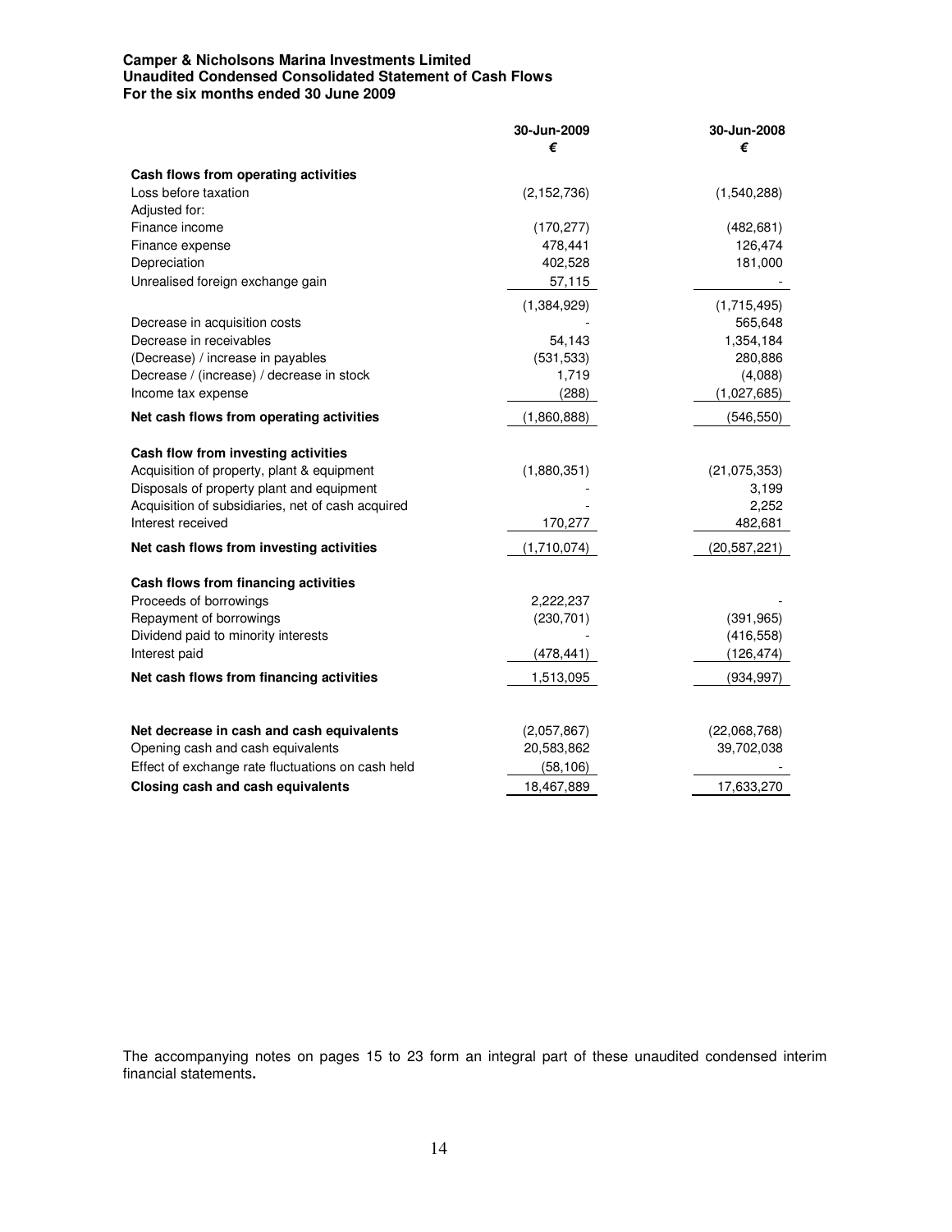**Camper & Nicholsons Marina Investments Limited**
**Unaudited Condensed Consolidated Statement of Cash Flows**
**For the six months ended 30 June 2009**

| | 30-Jun-2009 € | 30-Jun-2008 € |
|---|---|---|
| **Cash flows from operating activities** | | |
| Loss before taxation | (2,152,736) | (1,540,288) |
| Adjusted for: | | |
| Finance income | (170,277) | (482,681) |
| Finance expense | 478,441 | 126,474 |
| Depreciation | 402,528 | 181,000 |
| Unrealised foreign exchange gain | 57,115 | - |
| | (1,384,929) | (1,715,495) |
| Decrease in acquisition costs | - | 565,648 |
| Decrease in receivables | 54,143 | 1,354,184 |
| (Decrease) / increase in payables | (531,533) | 280,886 |
| Decrease / (increase) / decrease in stock | 1,719 | (4,088) |
| Income tax expense | (288) | (1,027,685) |
| **Net cash flows from operating activities** | (1,860,888) | (546,550) |
| **Cash flow from investing activities** | | |
| Acquisition of property, plant & equipment | (1,880,351) | (21,075,353) |
| Disposals of property plant and equipment | - | 3,199 |
| Acquisition of subsidiaries, net of cash acquired | - | 2,252 |
| Interest received | 170,277 | 482,681 |
| **Net cash flows from investing activities** | (1,710,074) | (20,587,221) |
| **Cash flows from financing activities** | | |
| Proceeds of borrowings | 2,222,237 | - |
| Repayment of borrowings | (230,701) | (391,965) |
| Dividend paid to minority interests | - | (416,558) |
| Interest paid | (478,441) | (126,474) |
| **Net cash flows from financing activities** | 1,513,095 | (934,997) |
| **Net decrease in cash and cash equivalents** | (2,057,867) | (22,068,768) |
| Opening cash and cash equivalents | 20,583,862 | 39,702,038 |
| Effect of exchange rate fluctuations on cash held | (58,106) | - |
| **Closing cash and cash equivalents** | 18,467,889 | 17,633,270 |

The accompanying notes on pages 15 to 23 form an integral part of these unaudited condensed interim financial statements**.**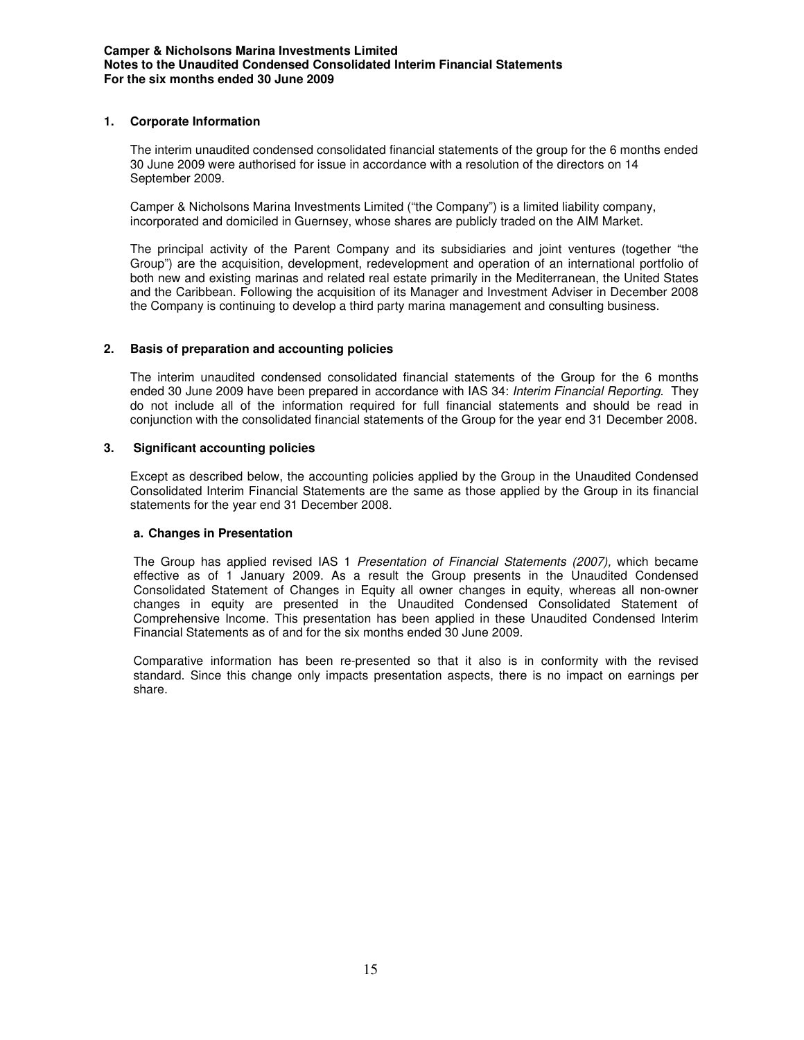## 1. Corporate Information

The interim unaudited condensed consolidated financial statements of the group for the 6 months ended 30 June 2009 were authorised for issue in accordance with a resolution of the directors on 14 September 2009.

Camper & Nicholsons Marina Investments Limited ("the Company") is a limited liability company, incorporated and domiciled in Guernsey, whose shares are publicly traded on the AIM Market.

The principal activity of the Parent Company and its subsidiaries and joint ventures (together "the Group") are the acquisition, development, redevelopment and operation of an international portfolio of both new and existing marinas and related real estate primarily in the Mediterranean, the United States and the Caribbean. Following the acquisition of its Manager and Investment Adviser in December 2008 the Company is continuing to develop a third party marina management and consulting business.

## 2. Basis of preparation and accounting policies

The interim unaudited condensed consolidated financial statements of the Group for the 6 months ended 30 June 2009 have been prepared in accordance with IAS 34: *Interim Financial Reporting*. They do not include all of the information required for full financial statements and should be read in conjunction with the consolidated financial statements of the Group for the year end 31 December 2008.

## 3. Significant accounting policies

Except as described below, the accounting policies applied by the Group in the Unaudited Condensed Consolidated Interim Financial Statements are the same as those applied by the Group in its financial statements for the year end 31 December 2008.

### a. Changes in Presentation

The Group has applied revised IAS 1 *Presentation of Financial Statements (2007),* which became effective as of 1 January 2009. As a result the Group presents in the Unaudited Condensed Consolidated Statement of Changes in Equity all owner changes in equity, whereas all non-owner changes in equity are presented in the Unaudited Condensed Consolidated Statement of Comprehensive Income. This presentation has been applied in these Unaudited Condensed Interim Financial Statements as of and for the six months ended 30 June 2009.

Comparative information has been re-presented so that it also is in conformity with the revised standard. Since this change only impacts presentation aspects, there is no impact on earnings per share.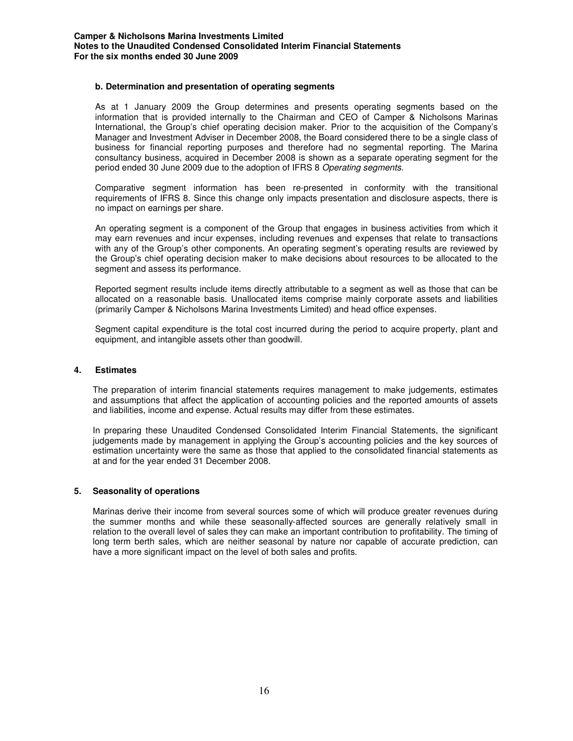### b. Determination and presentation of operating segments

As at 1 January 2009 the Group determines and presents operating segments based on the information that is provided internally to the Chairman and CEO of Camper & Nicholsons Marinas International, the Group's chief operating decision maker. Prior to the acquisition of the Company's Manager and Investment Adviser in December 2008, the Board considered there to be a single class of business for financial reporting purposes and therefore had no segmental reporting. The Marina consultancy business, acquired in December 2008 is shown as a separate operating segment for the period ended 30 June 2009 due to the adoption of IFRS 8 *Operating segments*.

Comparative segment information has been re-presented in conformity with the transitional requirements of IFRS 8. Since this change only impacts presentation and disclosure aspects, there is no impact on earnings per share.

An operating segment is a component of the Group that engages in business activities from which it may earn revenues and incur expenses, including revenues and expenses that relate to transactions with any of the Group's other components. An operating segment's operating results are reviewed by the Group's chief operating decision maker to make decisions about resources to be allocated to the segment and assess its performance.

Reported segment results include items directly attributable to a segment as well as those that can be allocated on a reasonable basis. Unallocated items comprise mainly corporate assets and liabilities (primarily Camper & Nicholsons Marina Investments Limited) and head office expenses.

Segment capital expenditure is the total cost incurred during the period to acquire property, plant and equipment, and intangible assets other than goodwill.

## 4. Estimates

The preparation of interim financial statements requires management to make judgements, estimates and assumptions that affect the application of accounting policies and the reported amounts of assets and liabilities, income and expense. Actual results may differ from these estimates.

In preparing these Unaudited Condensed Consolidated Interim Financial Statements, the significant judgements made by management in applying the Group's accounting policies and the key sources of estimation uncertainty were the same as those that applied to the consolidated financial statements as at and for the year ended 31 December 2008.

## 5. Seasonality of operations

Marinas derive their income from several sources some of which will produce greater revenues during the summer months and while these seasonally-affected sources are generally relatively small in relation to the overall level of sales they can make an important contribution to profitability. The timing of long term berth sales, which are neither seasonal by nature nor capable of accurate prediction, can have a more significant impact on the level of both sales and profits.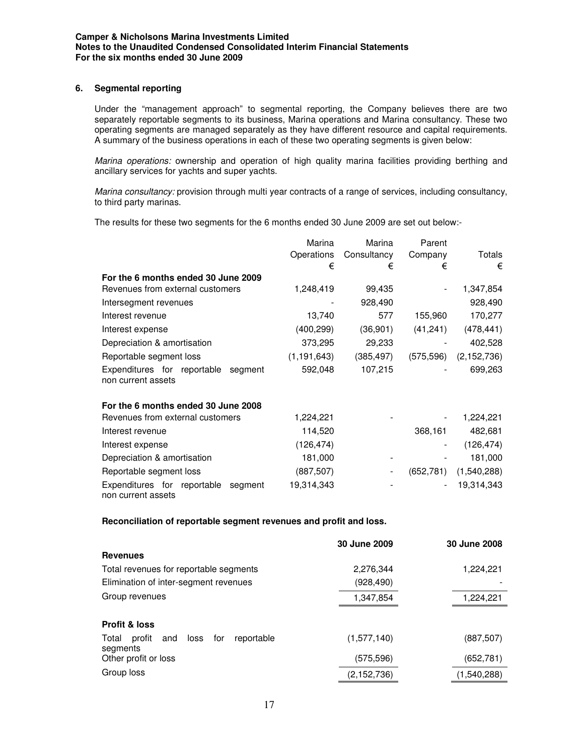### 6. Segmental reporting

Under the "management approach" to segmental reporting, the Company believes there are two separately reportable segments to its business, Marina operations and Marina consultancy. These two operating segments are managed separately as they have different resource and capital requirements. A summary of the business operations in each of these two operating segments is given below:

*Marina operations:* ownership and operation of high quality marina facilities providing berthing and ancillary services for yachts and super yachts.

*Marina consultancy:* provision through multi year contracts of a range of services, including consultancy, to third party marinas.

The results for these two segments for the 6 months ended 30 June 2009 are set out below:-

| | Marina Operations | Marina Consultancy | Parent Company | Totals |
|---|---|---|---|---|
| | € | € | € | € |
| **For the 6 months ended 30 June 2009** | | | | |
| Revenues from external customers | 1,248,419 | 99,435 | - | 1,347,854 |
| Intersegment revenues | - | 928,490 | | 928,490 |
| Interest revenue | 13,740 | 577 | 155,960 | 170,277 |
| Interest expense | (400,299) | (36,901) | (41,241) | (478,441) |
| Depreciation & amortisation | 373,295 | 29,233 | - | 402,528 |
| Reportable segment loss | (1,191,643) | (385,497) | (575,596) | (2,152,736) |
| Expenditures for reportable segment non current assets | 592,048 | 107,215 | - | 699,263 |
| **For the 6 months ended 30 June 2008** | | | | |
| Revenues from external customers | 1,224,221 | - | - | 1,224,221 |
| Interest revenue | 114,520 | | 368,161 | 482,681 |
| Interest expense | (126,474) | | - | (126,474) |
| Depreciation & amortisation | 181,000 | - | - | 181,000 |
| Reportable segment loss | (887,507) | - | (652,781) | (1,540,288) |
| Expenditures for reportable segment non current assets | 19,314,343 | - | - | 19,314,343 |

**Reconciliation of reportable segment revenues and profit and loss.**

| | 30 June 2009 | 30 June 2008 |
|---|---|---|
| **Revenues** | | |
| Total revenues for reportable segments | 2,276,344 | 1,224,221 |
| Elimination of inter-segment revenues | (928,490) | - |
| Group revenues | 1,347,854 | 1,224,221 |
| **Profit & loss** | | |
| Total profit and loss for reportable segments | (1,577,140) | (887,507) |
| Other profit or loss | (575,596) | (652,781) |
| Group loss | (2,152,736) | (1,540,288) |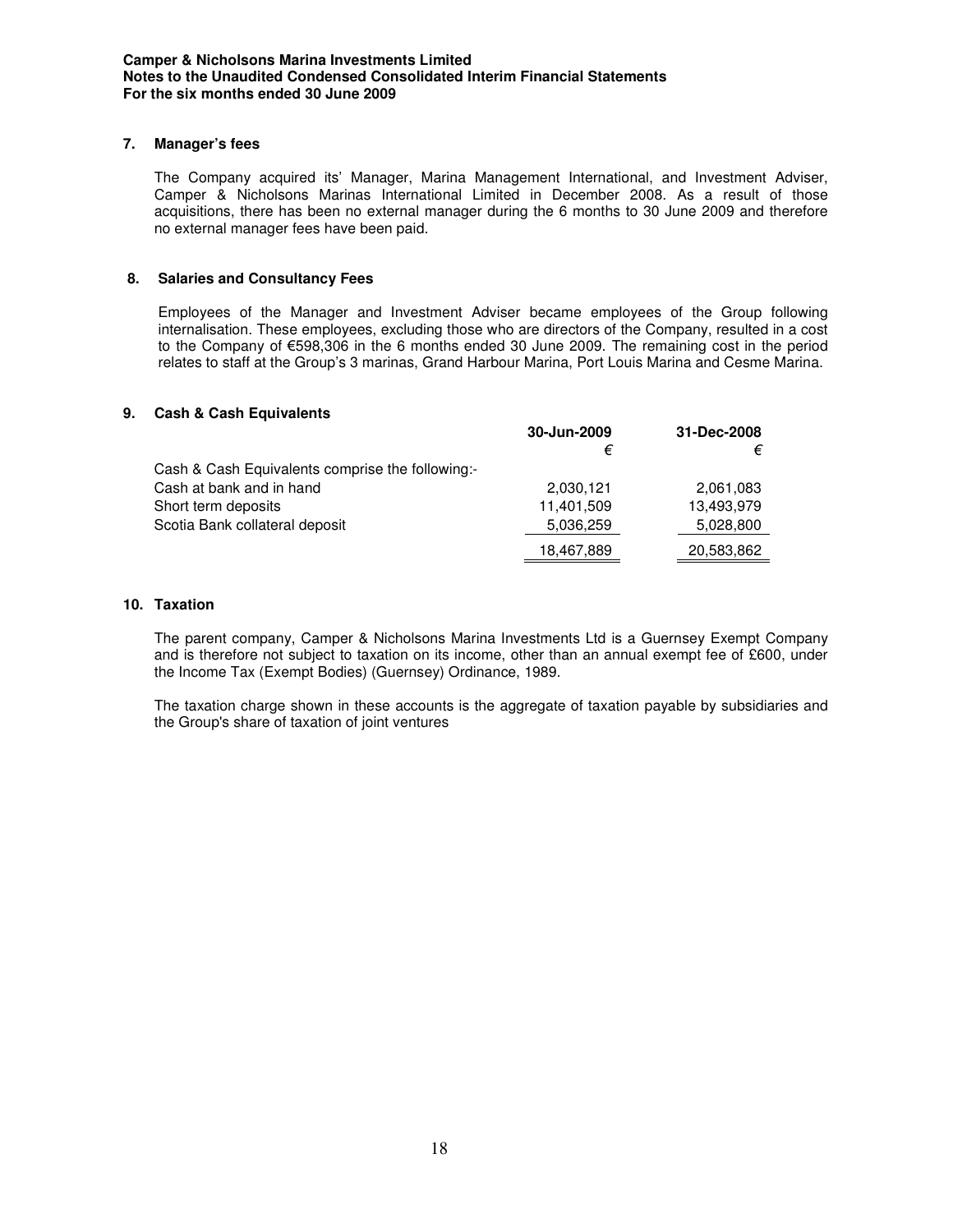### 7. Manager's fees

The Company acquired its' Manager, Marina Management International, and Investment Adviser, Camper & Nicholsons Marinas International Limited in December 2008. As a result of those acquisitions, there has been no external manager during the 6 months to 30 June 2009 and therefore no external manager fees have been paid.

### 8. Salaries and Consultancy Fees

Employees of the Manager and Investment Adviser became employees of the Group following internalisation. These employees, excluding those who are directors of the Company, resulted in a cost to the Company of €598,306 in the 6 months ended 30 June 2009. The remaining cost in the period relates to staff at the Group's 3 marinas, Grand Harbour Marina, Port Louis Marina and Cesme Marina.

### 9. Cash & Cash Equivalents

| | 30-Jun-2009 | 31-Dec-2008 |
|---|---|---|
| | € | € |
| Cash & Cash Equivalents comprise the following:- | | |
| Cash at bank and in hand | 2,030,121 | 2,061,083 |
| Short term deposits | 11,401,509 | 13,493,979 |
| Scotia Bank collateral deposit | 5,036,259 | 5,028,800 |
| | 18,467,889 | 20,583,862 |

### 10. Taxation

The parent company, Camper & Nicholsons Marina Investments Ltd is a Guernsey Exempt Company and is therefore not subject to taxation on its income, other than an annual exempt fee of £600, under the Income Tax (Exempt Bodies) (Guernsey) Ordinance, 1989.

The taxation charge shown in these accounts is the aggregate of taxation payable by subsidiaries and the Group's share of taxation of joint ventures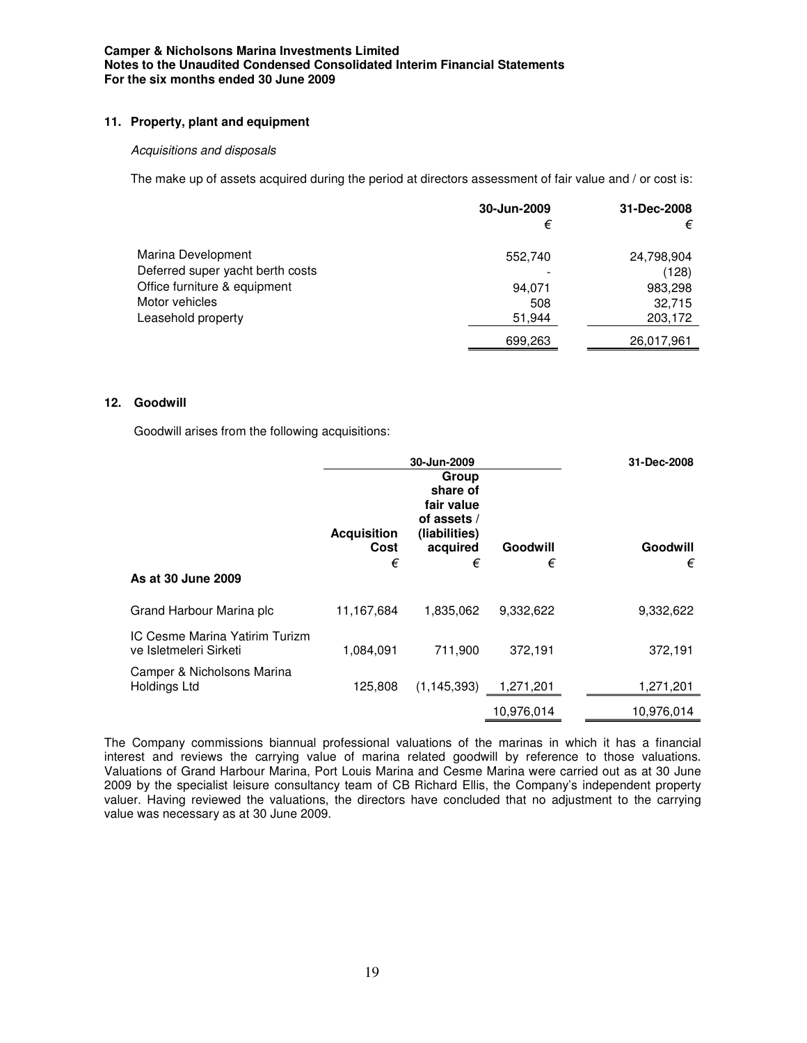## 11. Property, plant and equipment

*Acquisitions and disposals*

The make up of assets acquired during the period at directors assessment of fair value and / or cost is:

| | 30-Jun-2009 € | 31-Dec-2008 € |
|---|---|---|
| Marina Development | 552,740 | 24,798,904 |
| Deferred super yacht berth costs | - | (128) |
| Office furniture & equipment | 94,071 | 983,298 |
| Motor vehicles | 508 | 32,715 |
| Leasehold property | 51,944 | 203,172 |
| | 699,263 | 26,017,961 |

## 12. Goodwill

Goodwill arises from the following acquisitions:

| | 30-Jun-2009 | | | 31-Dec-2008 |
|---|---|---|---|---|
| | Acquisition Cost € | Group share of fair value of assets / (liabilities) acquired € | Goodwill € | Goodwill € |
| **As at 30 June 2009** | | | | |
| Grand Harbour Marina plc | 11,167,684 | 1,835,062 | 9,332,622 | 9,332,622 |
| IC Cesme Marina Yatirim Turizm ve Isletmeleri Sirketi | 1,084,091 | 711,900 | 372,191 | 372,191 |
| Camper & Nicholsons Marina Holdings Ltd | 125,808 | (1,145,393) | 1,271,201 | 1,271,201 |
| | | | 10,976,014 | 10,976,014 |

The Company commissions biannual professional valuations of the marinas in which it has a financial interest and reviews the carrying value of marina related goodwill by reference to those valuations. Valuations of Grand Harbour Marina, Port Louis Marina and Cesme Marina were carried out as at 30 June 2009 by the specialist leisure consultancy team of CB Richard Ellis, the Company's independent property valuer. Having reviewed the valuations, the directors have concluded that no adjustment to the carrying value was necessary as at 30 June 2009.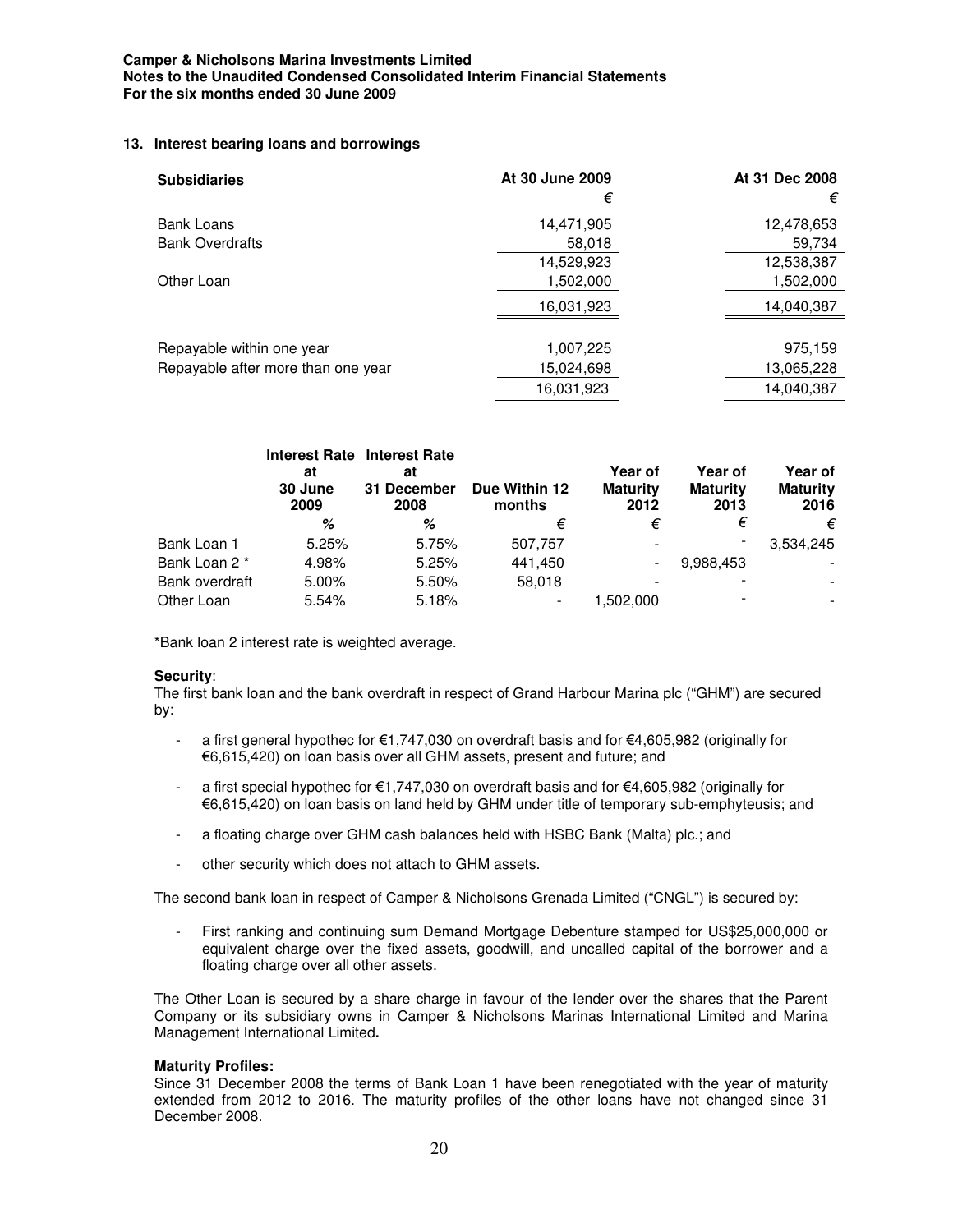## 13. Interest bearing loans and borrowings

| Subsidiaries | At 30 June 2009 | At 31 Dec 2008 |
|---|---|---|
| | € | € |
| Bank Loans | 14,471,905 | 12,478,653 |
| Bank Overdrafts | 58,018 | 59,734 |
| | 14,529,923 | 12,538,387 |
| Other Loan | 1,502,000 | 1,502,000 |
| | 16,031,923 | 14,040,387 |
| Repayable within one year | 1,007,225 | 975,159 |
| Repayable after more than one year | 15,024,698 | 13,065,228 |
| | 16,031,923 | 14,040,387 |

| | Interest Rate at 30 June 2009 | Interest Rate at 31 December 2008 | Due Within 12 months | Year of Maturity 2012 | Year of Maturity 2013 | Year of Maturity 2016 |
|---|---|---|---|---|---|---|
| | % | % | € | € | € | € |
| Bank Loan 1 | 5.25% | 5.75% | 507,757 | - | - | 3,534,245 |
| Bank Loan 2 * | 4.98% | 5.25% | 441,450 | - | 9,988,453 | - |
| Bank overdraft | 5.00% | 5.50% | 58,018 | - | - | - |
| Other Loan | 5.54% | 5.18% | - | 1,502,000 | - | - |

*Bank loan 2 interest rate is weighted average.

**Security**:

The first bank loan and the bank overdraft in respect of Grand Harbour Marina plc ("GHM") are secured by:

- a first general hypothec for €1,747,030 on overdraft basis and for €4,605,982 (originally for €6,615,420) on loan basis over all GHM assets, present and future; and
- a first special hypothec for €1,747,030 on overdraft basis and for €4,605,982 (originally for €6,615,420) on loan basis on land held by GHM under title of temporary sub-emphyteusis; and
- a floating charge over GHM cash balances held with HSBC Bank (Malta) plc.; and
- other security which does not attach to GHM assets.

The second bank loan in respect of Camper & Nicholsons Grenada Limited ("CNGL") is secured by:

- First ranking and continuing sum Demand Mortgage Debenture stamped for US$25,000,000 or equivalent charge over the fixed assets, goodwill, and uncalled capital of the borrower and a floating charge over all other assets.

The Other Loan is secured by a share charge in favour of the lender over the shares that the Parent Company or its subsidiary owns in Camper & Nicholsons Marinas International Limited and Marina Management International Limited**.**

**Maturity Profiles:**

Since 31 December 2008 the terms of Bank Loan 1 have been renegotiated with the year of maturity extended from 2012 to 2016. The maturity profiles of the other loans have not changed since 31 December 2008.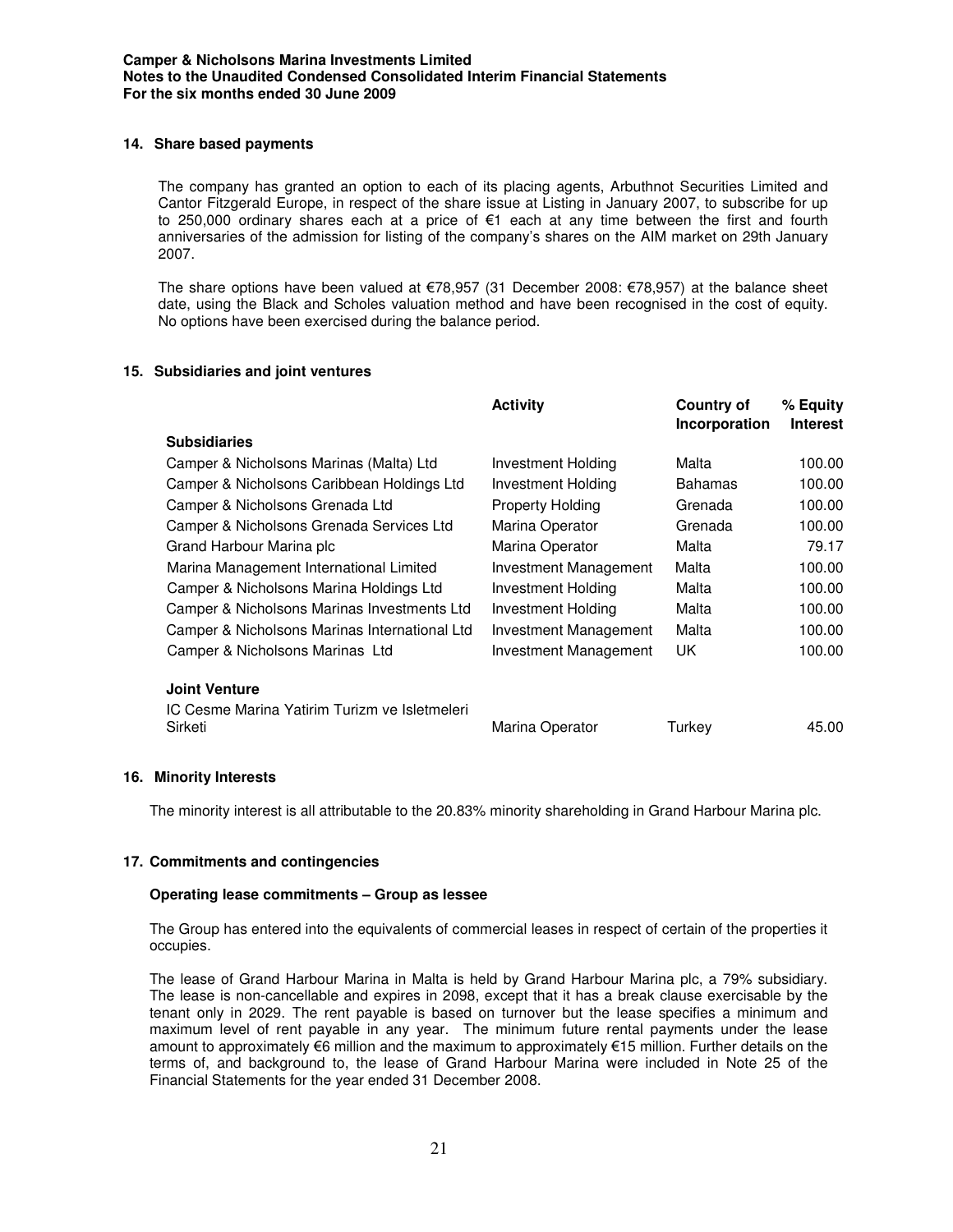## 14. Share based payments

The company has granted an option to each of its placing agents, Arbuthnot Securities Limited and Cantor Fitzgerald Europe, in respect of the share issue at Listing in January 2007, to subscribe for up to 250,000 ordinary shares each at a price of €1 each at any time between the first and fourth anniversaries of the admission for listing of the company's shares on the AIM market on 29th January 2007.

The share options have been valued at €78,957 (31 December 2008: €78,957) at the balance sheet date, using the Black and Scholes valuation method and have been recognised in the cost of equity. No options have been exercised during the balance period.

## 15. Subsidiaries and joint ventures

| | Activity | Country of Incorporation | % Equity Interest |
|---|---|---|---|
| **Subsidiaries** | | | |
| Camper & Nicholsons Marinas (Malta) Ltd | Investment Holding | Malta | 100.00 |
| Camper & Nicholsons Caribbean Holdings Ltd | Investment Holding | Bahamas | 100.00 |
| Camper & Nicholsons Grenada Ltd | Property Holding | Grenada | 100.00 |
| Camper & Nicholsons Grenada Services Ltd | Marina Operator | Grenada | 100.00 |
| Grand Harbour Marina plc | Marina Operator | Malta | 79.17 |
| Marina Management International Limited | Investment Management | Malta | 100.00 |
| Camper & Nicholsons Marina Holdings Ltd | Investment Holding | Malta | 100.00 |
| Camper & Nicholsons Marinas Investments Ltd | Investment Holding | Malta | 100.00 |
| Camper & Nicholsons Marinas International Ltd | Investment Management | Malta | 100.00 |
| Camper & Nicholsons Marinas Ltd | Investment Management | UK | 100.00 |
| **Joint Venture** | | | |
| IC Cesme Marina Yatirim Turizm ve Isletmeleri Sirketi | Marina Operator | Turkey | 45.00 |

## 16. Minority Interests

The minority interest is all attributable to the 20.83% minority shareholding in Grand Harbour Marina plc.

## 17. Commitments and contingencies

### Operating lease commitments – Group as lessee

The Group has entered into the equivalents of commercial leases in respect of certain of the properties it occupies.

The lease of Grand Harbour Marina in Malta is held by Grand Harbour Marina plc, a 79% subsidiary. The lease is non-cancellable and expires in 2098, except that it has a break clause exercisable by the tenant only in 2029. The rent payable is based on turnover but the lease specifies a minimum and maximum level of rent payable in any year. The minimum future rental payments under the lease amount to approximately €6 million and the maximum to approximately €15 million. Further details on the terms of, and background to, the lease of Grand Harbour Marina were included in Note 25 of the Financial Statements for the year ended 31 December 2008.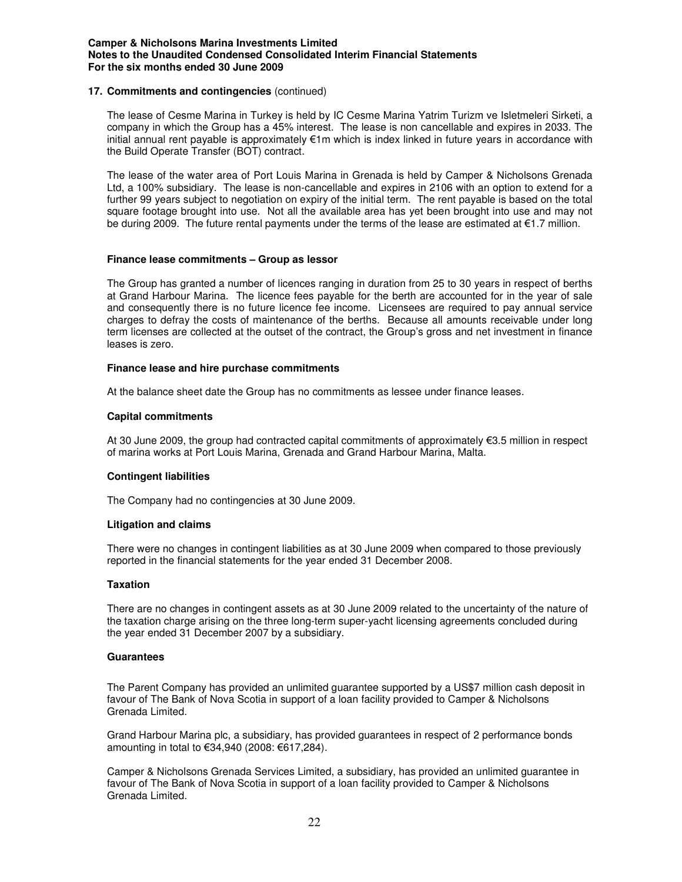### 17. Commitments and contingencies (continued)

The lease of Cesme Marina in Turkey is held by IC Cesme Marina Yatrim Turizm ve Isletmeleri Sirketi, a company in which the Group has a 45% interest. The lease is non cancellable and expires in 2033. The initial annual rent payable is approximately €1m which is index linked in future years in accordance with the Build Operate Transfer (BOT) contract.

The lease of the water area of Port Louis Marina in Grenada is held by Camper & Nicholsons Grenada Ltd, a 100% subsidiary. The lease is non-cancellable and expires in 2106 with an option to extend for a further 99 years subject to negotiation on expiry of the initial term. The rent payable is based on the total square footage brought into use. Not all the available area has yet been brought into use and may not be during 2009. The future rental payments under the terms of the lease are estimated at €1.7 million.

#### Finance lease commitments – Group as lessor

The Group has granted a number of licences ranging in duration from 25 to 30 years in respect of berths at Grand Harbour Marina. The licence fees payable for the berth are accounted for in the year of sale and consequently there is no future licence fee income. Licensees are required to pay annual service charges to defray the costs of maintenance of the berths. Because all amounts receivable under long term licenses are collected at the outset of the contract, the Group's gross and net investment in finance leases is zero.

#### Finance lease and hire purchase commitments

At the balance sheet date the Group has no commitments as lessee under finance leases.

#### Capital commitments

At 30 June 2009, the group had contracted capital commitments of approximately €3.5 million in respect of marina works at Port Louis Marina, Grenada and Grand Harbour Marina, Malta.

#### Contingent liabilities

The Company had no contingencies at 30 June 2009.

#### Litigation and claims

There were no changes in contingent liabilities as at 30 June 2009 when compared to those previously reported in the financial statements for the year ended 31 December 2008.

#### Taxation

There are no changes in contingent assets as at 30 June 2009 related to the uncertainty of the nature of the taxation charge arising on the three long-term super-yacht licensing agreements concluded during the year ended 31 December 2007 by a subsidiary.

#### Guarantees

The Parent Company has provided an unlimited guarantee supported by a US$7 million cash deposit in favour of The Bank of Nova Scotia in support of a loan facility provided to Camper & Nicholsons Grenada Limited.

Grand Harbour Marina plc, a subsidiary, has provided guarantees in respect of 2 performance bonds amounting in total to €34,940 (2008: €617,284).

Camper & Nicholsons Grenada Services Limited, a subsidiary, has provided an unlimited guarantee in favour of The Bank of Nova Scotia in support of a loan facility provided to Camper & Nicholsons Grenada Limited.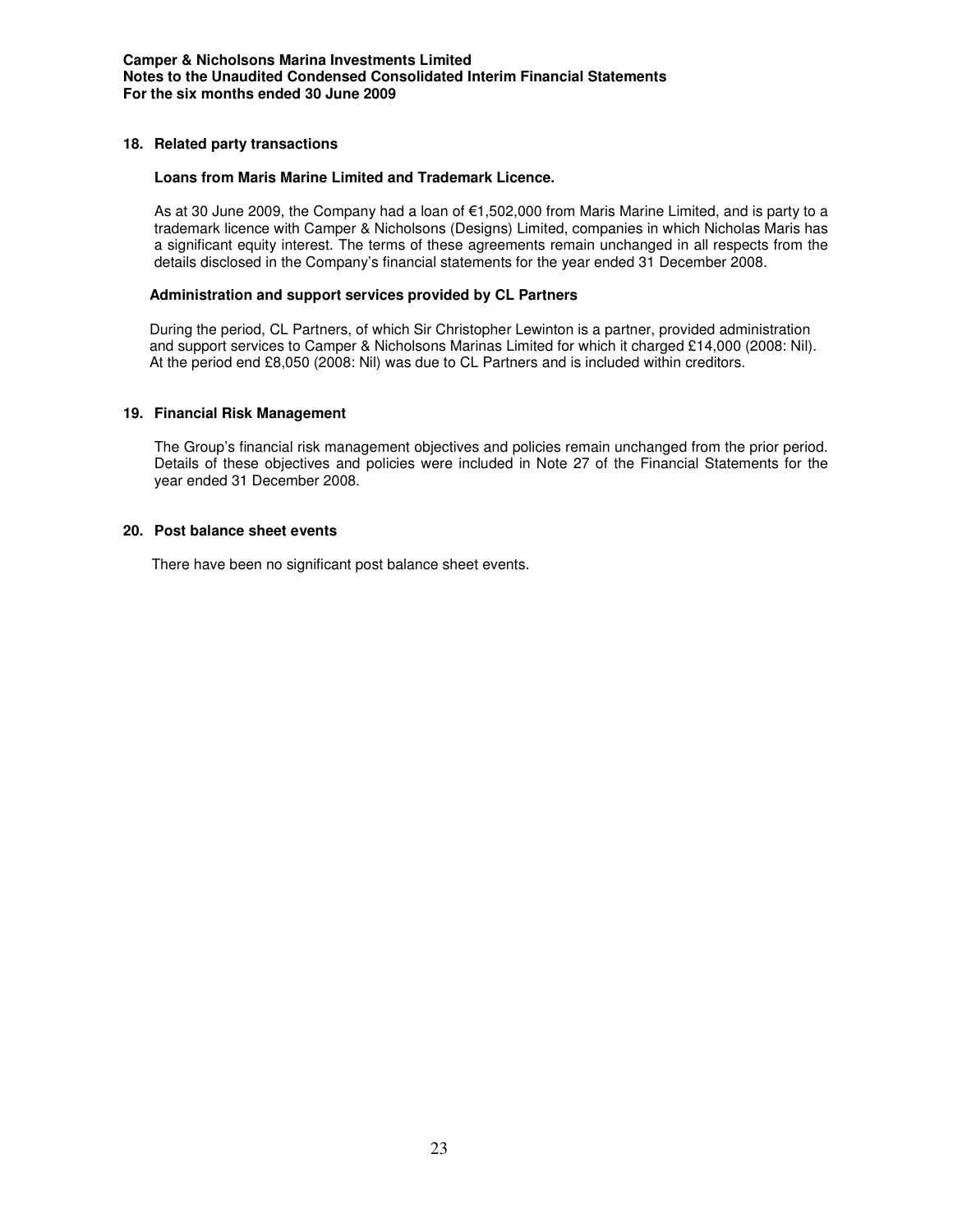## 18. Related party transactions

**Loans from Maris Marine Limited and Trademark Licence.**

As at 30 June 2009, the Company had a loan of €1,502,000 from Maris Marine Limited, and is party to a trademark licence with Camper & Nicholsons (Designs) Limited, companies in which Nicholas Maris has a significant equity interest. The terms of these agreements remain unchanged in all respects from the details disclosed in the Company's financial statements for the year ended 31 December 2008.

**Administration and support services provided by CL Partners**

During the period, CL Partners, of which Sir Christopher Lewinton is a partner, provided administration and support services to Camper & Nicholsons Marinas Limited for which it charged £14,000 (2008: Nil). At the period end £8,050 (2008: Nil) was due to CL Partners and is included within creditors.

## 19. Financial Risk Management

The Group's financial risk management objectives and policies remain unchanged from the prior period. Details of these objectives and policies were included in Note 27 of the Financial Statements for the year ended 31 December 2008.

## 20. Post balance sheet events

There have been no significant post balance sheet events.